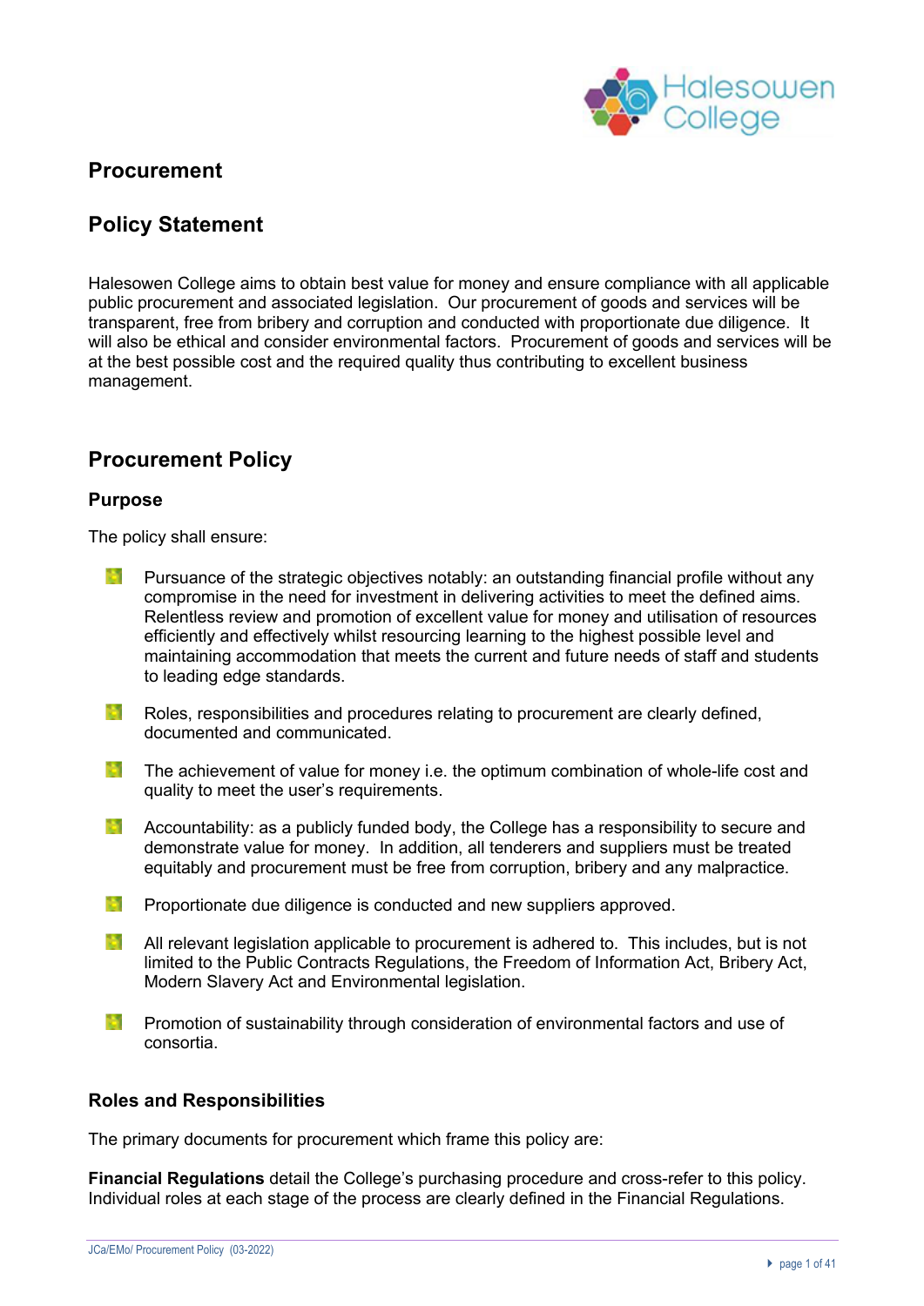# Procurement

## Policy Statement

Halesowen College aims to obtain best value for money and ensure compliance with all applicable public procurement and associated legislation. Our procurement of goods and services will be transparent, free from bribery and corruption and conducted with proportionate due diligence. It will also be ethical and consider environmental factors. Procurement of goods and services will be at the best possible cost and the required quality thus contributing to excellent business management.

## Procurement Policy

### Purpose

The policy shall ensure:

- Pursuance of the strategic objectives notably: an outstanding financial profile without any compromise in the need for investment in delivering activities to meet the defined aims. Relentless review and promotion of excellent value for money and utilisation of resources efficiently and effectively whilst resourcing learning to the highest possible level and maintaining accommodation that meets the current and future needs of staff and students to leading edge standards.
- Roles, responsibilities and procedures relating to procurement are clearly defined, documented and communicated.
- The achievement of value for money i.e. the optimum combination of whole-life cost and quality to meet the user's requirements.
- Accountability: as a publicly funded body, the College has a responsibility to secure and demonstrate value for money. In addition, all tenderers and suppliers must be treated equitably and procurement must be free from corruption, bribery and any malpractice.
- Proportionate due diligence is conducted and new suppliers approved.
- All relevant legislation applicable to procurement is adhered to. This includes, but is not limited to the Public Contracts Regulations, the Freedom of Information Act, Bribery Act, Modern Slavery Act and Environmental legislation.
- Promotion of sustainability through consideration of environmental factors and use of consortia.

### Roles and Responsibilities

The primary documents for procurement which frame this policy are:

**Financial Regulations** detail the College's purchasing procedure and cross-refer to this policy. Individual roles at each stage of the process are clearly defined in the Financial Regulations.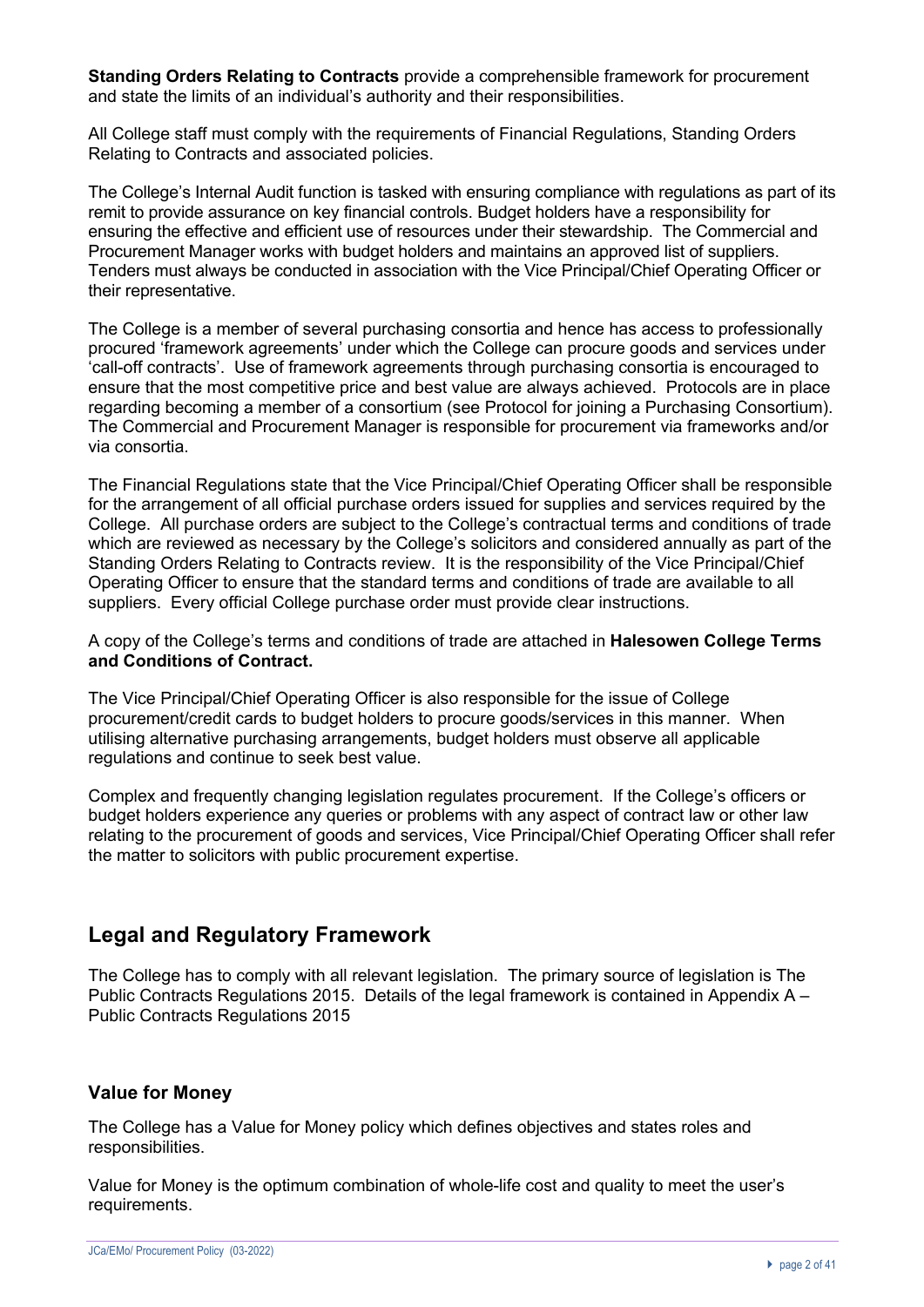**Standing Orders Relating to Contracts** provide a comprehensible framework for procurement and state the limits of an individual's authority and their responsibilities.

All College staff must comply with the requirements of Financial Regulations, Standing Orders Relating to Contracts and associated policies.

The College's Internal Audit function is tasked with ensuring compliance with regulations as part of its remit to provide assurance on key financial controls. Budget holders have a responsibility for ensuring the effective and efficient use of resources under their stewardship. The Commercial and Procurement Manager works with budget holders and maintains an approved list of suppliers. Tenders must always be conducted in association with the Vice Principal/Chief Operating Officer or their representative.

The College is a member of several purchasing consortia and hence has access to professionally procured 'framework agreements' under which the College can procure goods and services under 'call-off contracts'. Use of framework agreements through purchasing consortia is encouraged to ensure that the most competitive price and best value are always achieved. Protocols are in place regarding becoming a member of a consortium (see Protocol for joining a Purchasing Consortium). The Commercial and Procurement Manager is responsible for procurement via frameworks and/or via consortia.

The Financial Regulations state that the Vice Principal/Chief Operating Officer shall be responsible for the arrangement of all official purchase orders issued for supplies and services required by the College. All purchase orders are subject to the College's contractual terms and conditions of trade which are reviewed as necessary by the College's solicitors and considered annually as part of the Standing Orders Relating to Contracts review. It is the responsibility of the Vice Principal/Chief Operating Officer to ensure that the standard terms and conditions of trade are available to all suppliers. Every official College purchase order must provide clear instructions.

A copy of the College's terms and conditions of trade are attached in **Halesowen College Terms and Conditions of Contract.**

The Vice Principal/Chief Operating Officer is also responsible for the issue of College procurement/credit cards to budget holders to procure goods/services in this manner. When utilising alternative purchasing arrangements, budget holders must observe all applicable regulations and continue to seek best value.

Complex and frequently changing legislation regulates procurement. If the College's officers or budget holders experience any queries or problems with any aspect of contract law or other law relating to the procurement of goods and services, Vice Principal/Chief Operating Officer shall refer the matter to solicitors with public procurement expertise.

## Legal and Regulatory Framework

The College has to comply with all relevant legislation. The primary source of legislation is The Public Contracts Regulations 2015. Details of the legal framework is contained in Appendix A – Public Contracts Regulations 2015

### Value for Money

The College has a Value for Money policy which defines objectives and states roles and responsibilities.

Value for Money is the optimum combination of whole-life cost and quality to meet the user's requirements.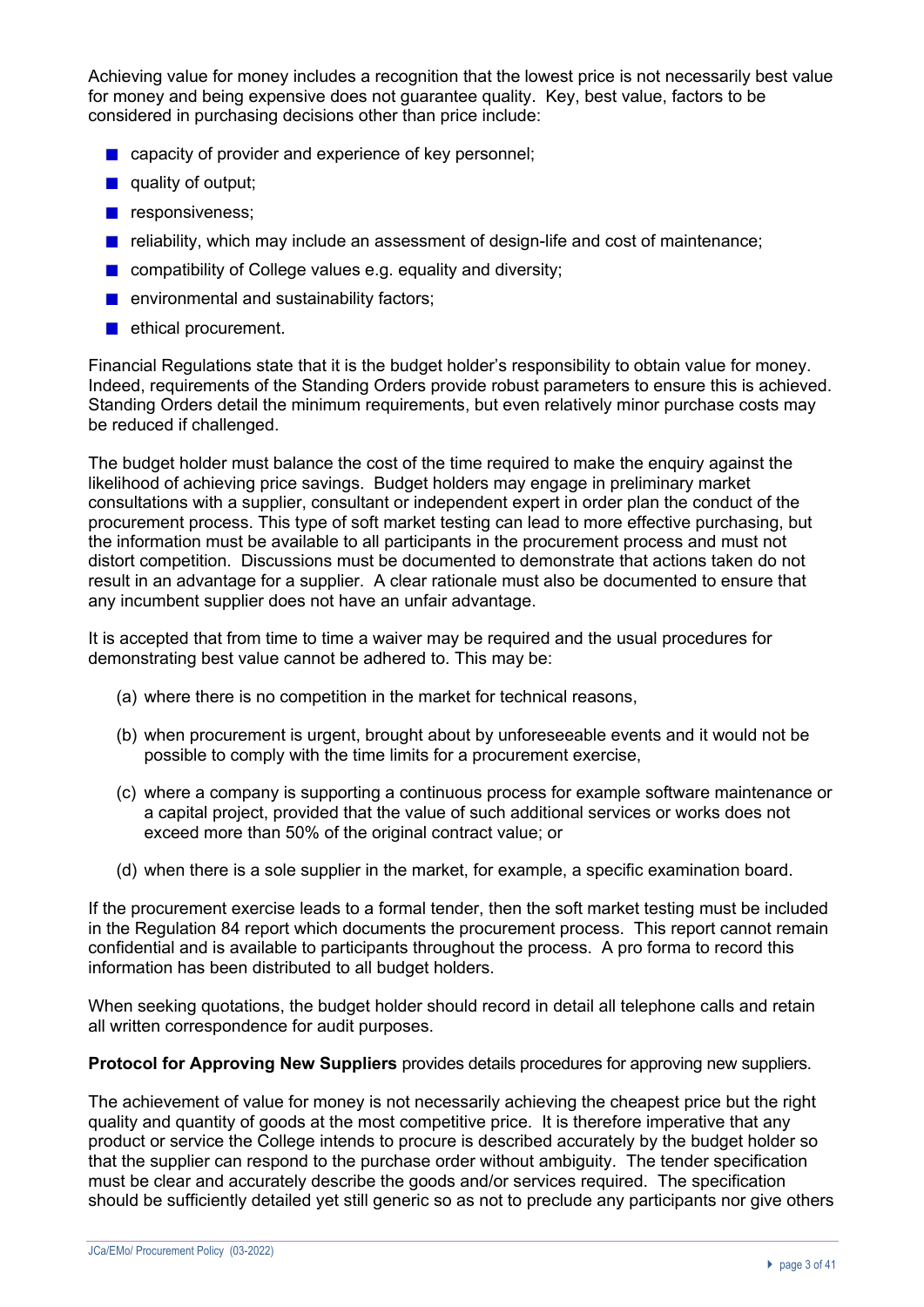Achieving value for money includes a recognition that the lowest price is not necessarily best value for money and being expensive does not guarantee quality. Key, best value, factors to be considered in purchasing decisions other than price include:

- capacity of provider and experience of key personnel;
- quality of output;
- responsiveness;
- reliability, which may include an assessment of design-life and cost of maintenance;
- compatibility of College values e.g. equality and diversity;
- environmental and sustainability factors;
- ethical procurement.

Financial Regulations state that it is the budget holder's responsibility to obtain value for money. Indeed, requirements of the Standing Orders provide robust parameters to ensure this is achieved. Standing Orders detail the minimum requirements, but even relatively minor purchase costs may be reduced if challenged.

The budget holder must balance the cost of the time required to make the enquiry against the likelihood of achieving price savings. Budget holders may engage in preliminary market consultations with a supplier, consultant or independent expert in order plan the conduct of the procurement process. This type of soft market testing can lead to more effective purchasing, but the information must be available to all participants in the procurement process and must not distort competition. Discussions must be documented to demonstrate that actions taken do not result in an advantage for a supplier. A clear rationale must also be documented to ensure that any incumbent supplier does not have an unfair advantage.

It is accepted that from time to time a waiver may be required and the usual procedures for demonstrating best value cannot be adhered to. This may be:

(a) where there is no competition in the market for technical reasons,

(b) when procurement is urgent, brought about by unforeseeable events and it would not be possible to comply with the time limits for a procurement exercise,

(c) where a company is supporting a continuous process for example software maintenance or a capital project, provided that the value of such additional services or works does not exceed more than 50% of the original contract value; or

(d) when there is a sole supplier in the market, for example, a specific examination board.

If the procurement exercise leads to a formal tender, then the soft market testing must be included in the Regulation 84 report which documents the procurement process. This report cannot remain confidential and is available to participants throughout the process. A pro forma to record this information has been distributed to all budget holders.

When seeking quotations, the budget holder should record in detail all telephone calls and retain all written correspondence for audit purposes.

**Protocol for Approving New Suppliers** provides details procedures for approving new suppliers.

The achievement of value for money is not necessarily achieving the cheapest price but the right quality and quantity of goods at the most competitive price. It is therefore imperative that any product or service the College intends to procure is described accurately by the budget holder so that the supplier can respond to the purchase order without ambiguity. The tender specification must be clear and accurately describe the goods and/or services required. The specification should be sufficiently detailed yet still generic so as not to preclude any participants nor give others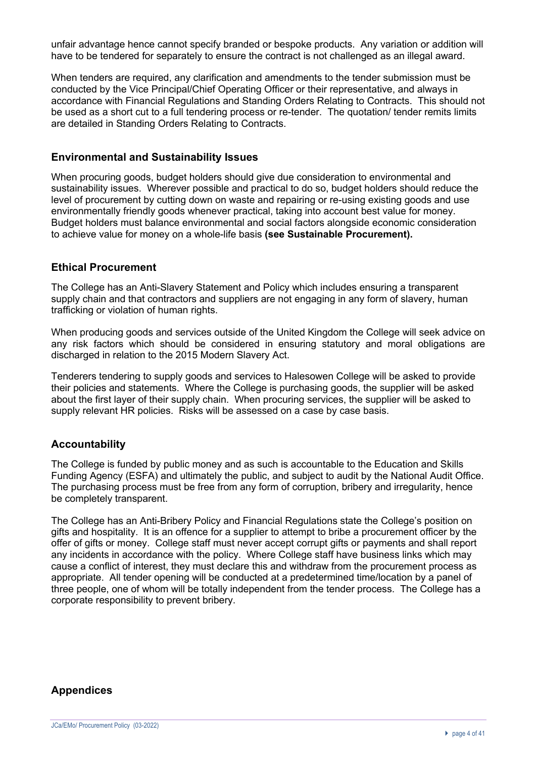unfair advantage hence cannot specify branded or bespoke products. Any variation or addition will have to be tendered for separately to ensure the contract is not challenged as an illegal award.

When tenders are required, any clarification and amendments to the tender submission must be conducted by the Vice Principal/Chief Operating Officer or their representative, and always in accordance with Financial Regulations and Standing Orders Relating to Contracts. This should not be used as a short cut to a full tendering process or re-tender. The quotation/ tender remits limits are detailed in Standing Orders Relating to Contracts.

## Environmental and Sustainability Issues

When procuring goods, budget holders should give due consideration to environmental and sustainability issues. Wherever possible and practical to do so, budget holders should reduce the level of procurement by cutting down on waste and repairing or re-using existing goods and use environmentally friendly goods whenever practical, taking into account best value for money. Budget holders must balance environmental and social factors alongside economic consideration to achieve value for money on a whole-life basis **(see Sustainable Procurement).**

## Ethical Procurement

The College has an Anti-Slavery Statement and Policy which includes ensuring a transparent supply chain and that contractors and suppliers are not engaging in any form of slavery, human trafficking or violation of human rights.

When producing goods and services outside of the United Kingdom the College will seek advice on any risk factors which should be considered in ensuring statutory and moral obligations are discharged in relation to the 2015 Modern Slavery Act.

Tenderers tendering to supply goods and services to Halesowen College will be asked to provide their policies and statements. Where the College is purchasing goods, the supplier will be asked about the first layer of their supply chain. When procuring services, the supplier will be asked to supply relevant HR policies. Risks will be assessed on a case by case basis.

## Accountability

The College is funded by public money and as such is accountable to the Education and Skills Funding Agency (ESFA) and ultimately the public, and subject to audit by the National Audit Office. The purchasing process must be free from any form of corruption, bribery and irregularity, hence be completely transparent.

The College has an Anti-Bribery Policy and Financial Regulations state the College's position on gifts and hospitality. It is an offence for a supplier to attempt to bribe a procurement officer by the offer of gifts or money. College staff must never accept corrupt gifts or payments and shall report any incidents in accordance with the policy. Where College staff have business links which may cause a conflict of interest, they must declare this and withdraw from the procurement process as appropriate. All tender opening will be conducted at a predetermined time/location by a panel of three people, one of whom will be totally independent from the tender process. The College has a corporate responsibility to prevent bribery.

## Appendices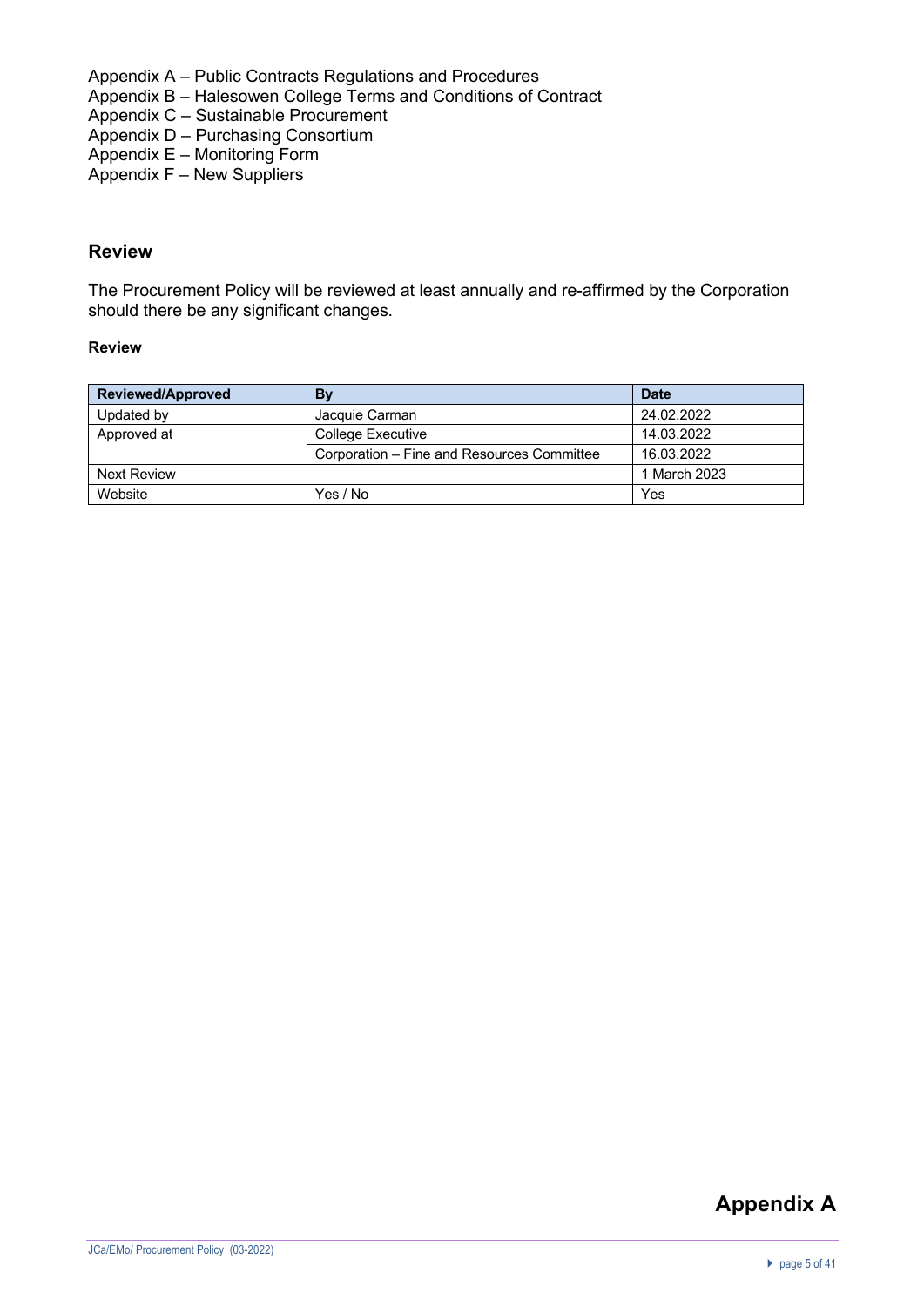Appendix A – Public Contracts Regulations and Procedures
Appendix B – Halesowen College Terms and Conditions of Contract
Appendix C – Sustainable Procurement
Appendix D – Purchasing Consortium
Appendix E – Monitoring Form
Appendix F – New Suppliers

## Review

The Procurement Policy will be reviewed at least annually and re-affirmed by the Corporation should there be any significant changes.

**Review**

| Reviewed/Approved | By | Date |
|---|---|---|
| Updated by | Jacquie Carman | 24.02.2022 |
| Approved at | College Executive | 14.03.2022 |
| | Corporation – Fine and Resources Committee | 16.03.2022 |
| Next Review | | 1 March 2023 |
| Website | Yes / No | Yes |

# Appendix A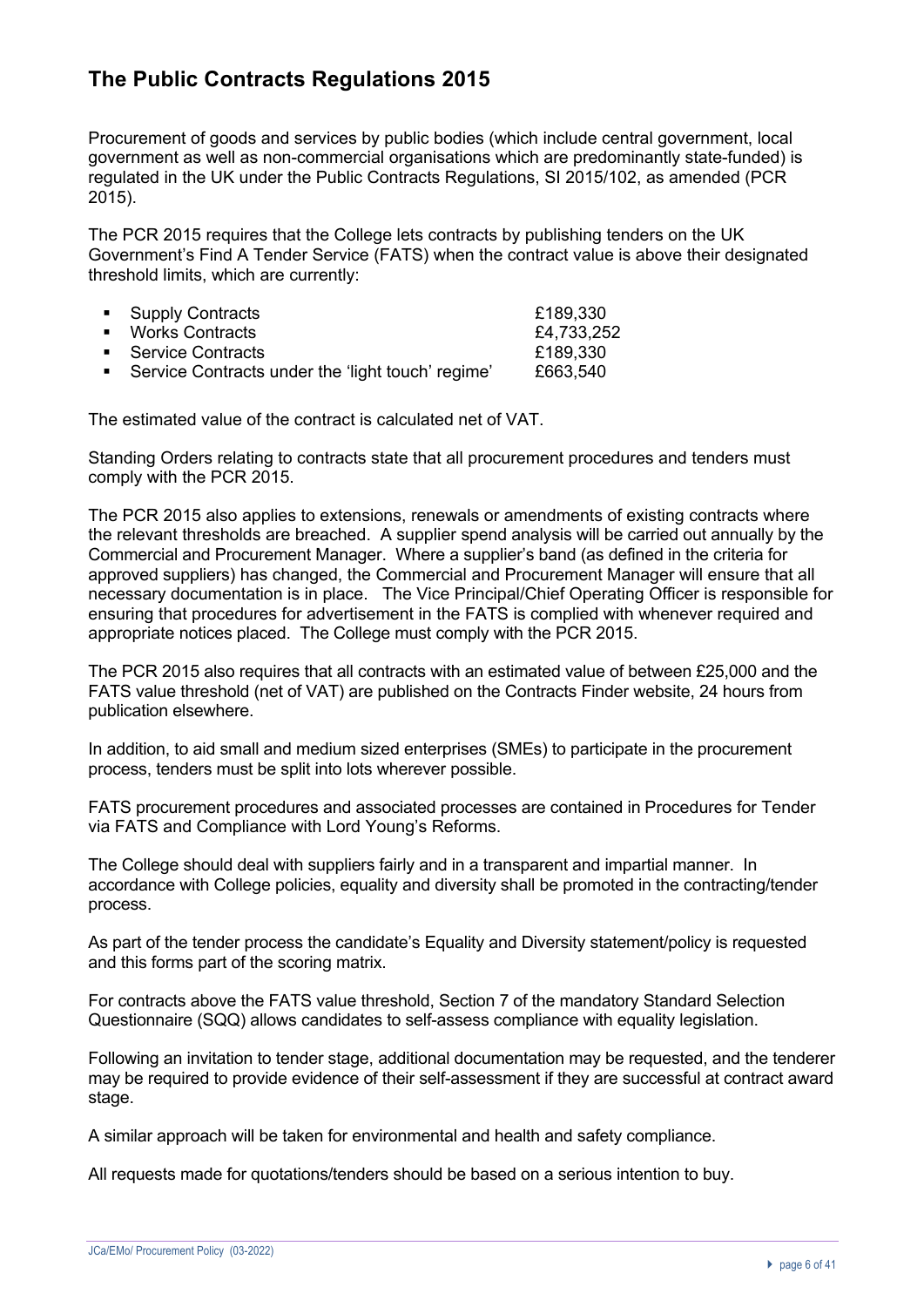# The Public Contracts Regulations 2015

Procurement of goods and services by public bodies (which include central government, local government as well as non-commercial organisations which are predominantly state-funded) is regulated in the UK under the Public Contracts Regulations, SI 2015/102, as amended (PCR 2015).

The PCR 2015 requires that the College lets contracts by publishing tenders on the UK Government's Find A Tender Service (FATS) when the contract value is above their designated threshold limits, which are currently:

| | |
|---|---|
| Supply Contracts | £189,330 |
| Works Contracts | £4,733,252 |
| Service Contracts | £189,330 |
| Service Contracts under the 'light touch' regime' | £663,540 |

The estimated value of the contract is calculated net of VAT.

Standing Orders relating to contracts state that all procurement procedures and tenders must comply with the PCR 2015.

The PCR 2015 also applies to extensions, renewals or amendments of existing contracts where the relevant thresholds are breached. A supplier spend analysis will be carried out annually by the Commercial and Procurement Manager. Where a supplier's band (as defined in the criteria for approved suppliers) has changed, the Commercial and Procurement Manager will ensure that all necessary documentation is in place. The Vice Principal/Chief Operating Officer is responsible for ensuring that procedures for advertisement in the FATS is complied with whenever required and appropriate notices placed. The College must comply with the PCR 2015.

The PCR 2015 also requires that all contracts with an estimated value of between £25,000 and the FATS value threshold (net of VAT) are published on the Contracts Finder website, 24 hours from publication elsewhere.

In addition, to aid small and medium sized enterprises (SMEs) to participate in the procurement process, tenders must be split into lots wherever possible.

FATS procurement procedures and associated processes are contained in Procedures for Tender via FATS and Compliance with Lord Young's Reforms.

The College should deal with suppliers fairly and in a transparent and impartial manner. In accordance with College policies, equality and diversity shall be promoted in the contracting/tender process.

As part of the tender process the candidate's Equality and Diversity statement/policy is requested and this forms part of the scoring matrix.

For contracts above the FATS value threshold, Section 7 of the mandatory Standard Selection Questionnaire (SQQ) allows candidates to self-assess compliance with equality legislation.

Following an invitation to tender stage, additional documentation may be requested, and the tenderer may be required to provide evidence of their self-assessment if they are successful at contract award stage.

A similar approach will be taken for environmental and health and safety compliance.

All requests made for quotations/tenders should be based on a serious intention to buy.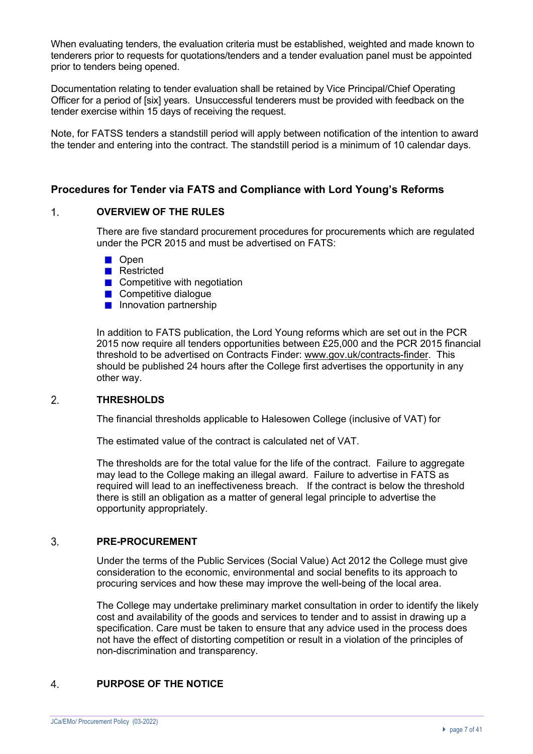When evaluating tenders, the evaluation criteria must be established, weighted and made known to tenderers prior to requests for quotations/tenders and a tender evaluation panel must be appointed prior to tenders being opened.

Documentation relating to tender evaluation shall be retained by Vice Principal/Chief Operating Officer for a period of [six] years. Unsuccessful tenderers must be provided with feedback on the tender exercise within 15 days of receiving the request.

Note, for FATSS tenders a standstill period will apply between notification of the intention to award the tender and entering into the contract. The standstill period is a minimum of 10 calendar days.

## Procedures for Tender via FATS and Compliance with Lord Young's Reforms

### 1. OVERVIEW OF THE RULES

There are five standard procurement procedures for procurements which are regulated under the PCR 2015 and must be advertised on FATS:

- Open
- Restricted
- Competitive with negotiation
- Competitive dialogue
- Innovation partnership

In addition to FATS publication, the Lord Young reforms which are set out in the PCR 2015 now require all tenders opportunities between £25,000 and the PCR 2015 financial threshold to be advertised on Contracts Finder: www.gov.uk/contracts-finder. This should be published 24 hours after the College first advertises the opportunity in any other way.

### 2. THRESHOLDS

The financial thresholds applicable to Halesowen College (inclusive of VAT) for

The estimated value of the contract is calculated net of VAT.

The thresholds are for the total value for the life of the contract. Failure to aggregate may lead to the College making an illegal award. Failure to advertise in FATS as required will lead to an ineffectiveness breach. If the contract is below the threshold there is still an obligation as a matter of general legal principle to advertise the opportunity appropriately.

### 3. PRE-PROCUREMENT

Under the terms of the Public Services (Social Value) Act 2012 the College must give consideration to the economic, environmental and social benefits to its approach to procuring services and how these may improve the well-being of the local area.

The College may undertake preliminary market consultation in order to identify the likely cost and availability of the goods and services to tender and to assist in drawing up a specification. Care must be taken to ensure that any advice used in the process does not have the effect of distorting competition or result in a violation of the principles of non-discrimination and transparency.

### 4. PURPOSE OF THE NOTICE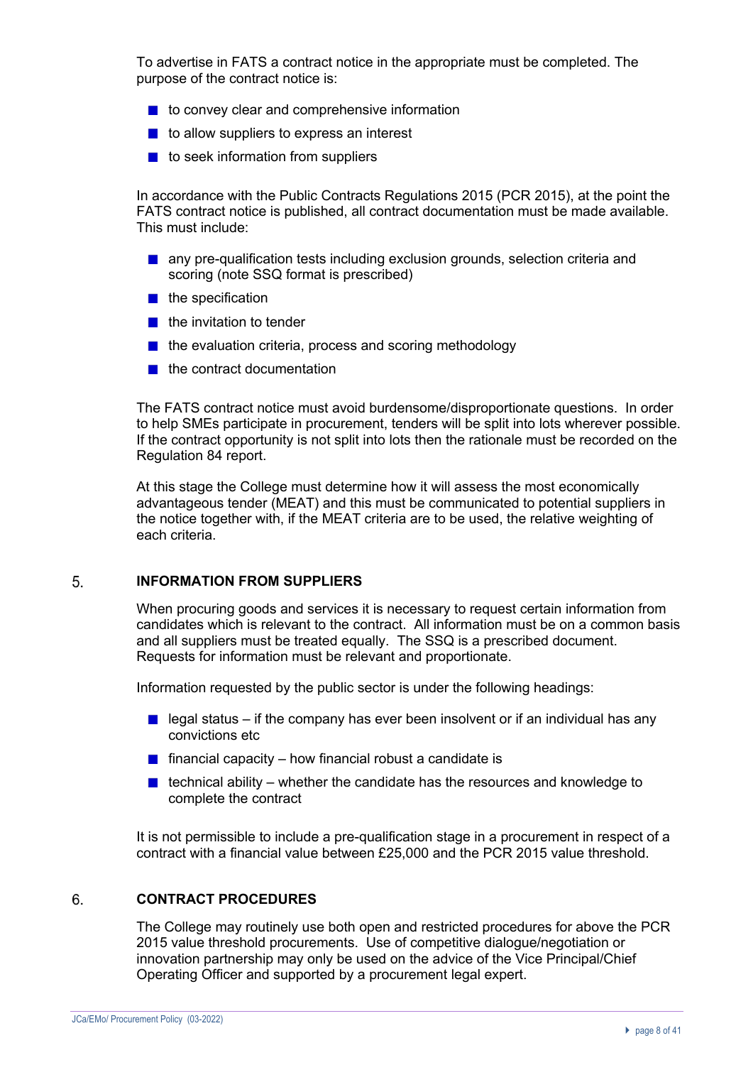To advertise in FATS a contract notice in the appropriate must be completed. The purpose of the contract notice is:

- to convey clear and comprehensive information
- to allow suppliers to express an interest
- to seek information from suppliers

In accordance with the Public Contracts Regulations 2015 (PCR 2015), at the point the FATS contract notice is published, all contract documentation must be made available. This must include:

- any pre-qualification tests including exclusion grounds, selection criteria and scoring (note SSQ format is prescribed)
- the specification
- the invitation to tender
- the evaluation criteria, process and scoring methodology
- the contract documentation

The FATS contract notice must avoid burdensome/disproportionate questions. In order to help SMEs participate in procurement, tenders will be split into lots wherever possible. If the contract opportunity is not split into lots then the rationale must be recorded on the Regulation 84 report.

At this stage the College must determine how it will assess the most economically advantageous tender (MEAT) and this must be communicated to potential suppliers in the notice together with, if the MEAT criteria are to be used, the relative weighting of each criteria.

## 5. INFORMATION FROM SUPPLIERS

When procuring goods and services it is necessary to request certain information from candidates which is relevant to the contract. All information must be on a common basis and all suppliers must be treated equally. The SSQ is a prescribed document. Requests for information must be relevant and proportionate.

Information requested by the public sector is under the following headings:

- legal status – if the company has ever been insolvent or if an individual has any convictions etc
- financial capacity – how financial robust a candidate is
- technical ability – whether the candidate has the resources and knowledge to complete the contract

It is not permissible to include a pre-qualification stage in a procurement in respect of a contract with a financial value between £25,000 and the PCR 2015 value threshold.

## 6. CONTRACT PROCEDURES

The College may routinely use both open and restricted procedures for above the PCR 2015 value threshold procurements. Use of competitive dialogue/negotiation or innovation partnership may only be used on the advice of the Vice Principal/Chief Operating Officer and supported by a procurement legal expert.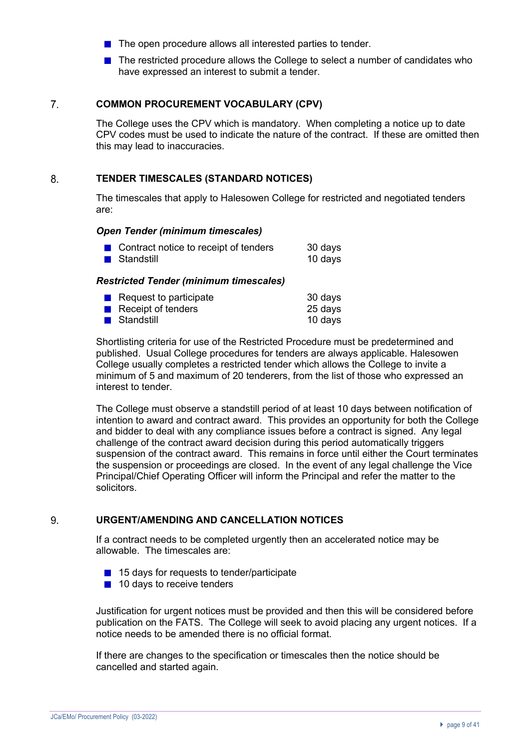- The open procedure allows all interested parties to tender.
- The restricted procedure allows the College to select a number of candidates who have expressed an interest to submit a tender.

## 7. COMMON PROCUREMENT VOCABULARY (CPV)

The College uses the CPV which is mandatory. When completing a notice up to date CPV codes must be used to indicate the nature of the contract. If these are omitted then this may lead to inaccuracies.

## 8. TENDER TIMESCALES (STANDARD NOTICES)

The timescales that apply to Halesowen College for restricted and negotiated tenders are:

***Open Tender (minimum timescales)***

- Contract notice to receipt of tenders — 30 days
- Standstill — 10 days

***Restricted Tender (minimum timescales)***

- Request to participate — 30 days
- Receipt of tenders — 25 days
- Standstill — 10 days

Shortlisting criteria for use of the Restricted Procedure must be predetermined and published. Usual College procedures for tenders are always applicable. Halesowen College usually completes a restricted tender which allows the College to invite a minimum of 5 and maximum of 20 tenderers, from the list of those who expressed an interest to tender.

The College must observe a standstill period of at least 10 days between notification of intention to award and contract award. This provides an opportunity for both the College and bidder to deal with any compliance issues before a contract is signed. Any legal challenge of the contract award decision during this period automatically triggers suspension of the contract award. This remains in force until either the Court terminates the suspension or proceedings are closed. In the event of any legal challenge the Vice Principal/Chief Operating Officer will inform the Principal and refer the matter to the solicitors.

## 9. URGENT/AMENDING AND CANCELLATION NOTICES

If a contract needs to be completed urgently then an accelerated notice may be allowable. The timescales are:

- 15 days for requests to tender/participate
- 10 days to receive tenders

Justification for urgent notices must be provided and then this will be considered before publication on the FATS. The College will seek to avoid placing any urgent notices. If a notice needs to be amended there is no official format.

If there are changes to the specification or timescales then the notice should be cancelled and started again.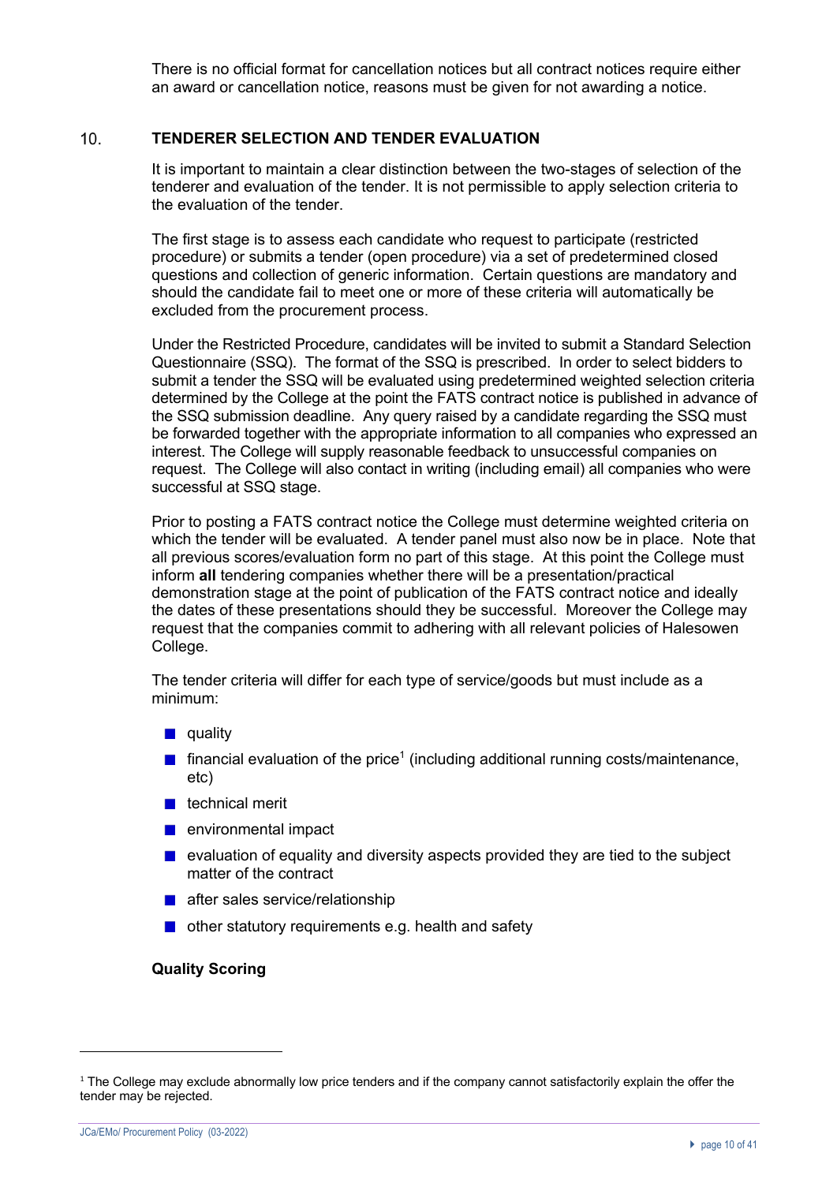There is no official format for cancellation notices but all contract notices require either an award or cancellation notice, reasons must be given for not awarding a notice.

## 10. TENDERER SELECTION AND TENDER EVALUATION

It is important to maintain a clear distinction between the two-stages of selection of the tenderer and evaluation of the tender. It is not permissible to apply selection criteria to the evaluation of the tender.

The first stage is to assess each candidate who request to participate (restricted procedure) or submits a tender (open procedure) via a set of predetermined closed questions and collection of generic information. Certain questions are mandatory and should the candidate fail to meet one or more of these criteria will automatically be excluded from the procurement process.

Under the Restricted Procedure, candidates will be invited to submit a Standard Selection Questionnaire (SSQ). The format of the SSQ is prescribed. In order to select bidders to submit a tender the SSQ will be evaluated using predetermined weighted selection criteria determined by the College at the point the FATS contract notice is published in advance of the SSQ submission deadline. Any query raised by a candidate regarding the SSQ must be forwarded together with the appropriate information to all companies who expressed an interest. The College will supply reasonable feedback to unsuccessful companies on request. The College will also contact in writing (including email) all companies who were successful at SSQ stage.

Prior to posting a FATS contract notice the College must determine weighted criteria on which the tender will be evaluated. A tender panel must also now be in place. Note that all previous scores/evaluation form no part of this stage. At this point the College must inform **all** tendering companies whether there will be a presentation/practical demonstration stage at the point of publication of the FATS contract notice and ideally the dates of these presentations should they be successful. Moreover the College may request that the companies commit to adhering with all relevant policies of Halesowen College.

The tender criteria will differ for each type of service/goods but must include as a minimum:

- quality
- financial evaluation of the price[1] (including additional running costs/maintenance, etc)
- technical merit
- environmental impact
- evaluation of equality and diversity aspects provided they are tied to the subject matter of the contract
- after sales service/relationship
- other statutory requirements e.g. health and safety

**Quality Scoring**

[1] The College may exclude abnormally low price tenders and if the company cannot satisfactorily explain the offer the tender may be rejected.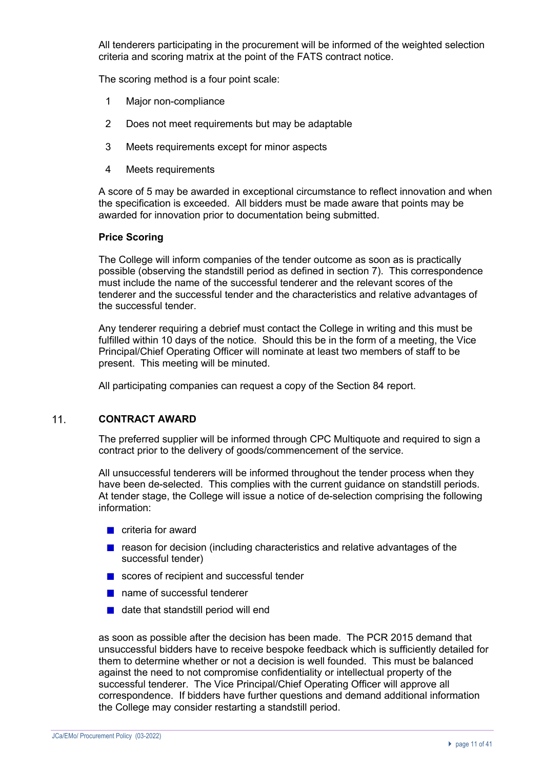All tenderers participating in the procurement will be informed of the weighted selection criteria and scoring matrix at the point of the FATS contract notice.

The scoring method is a four point scale:

1. Major non-compliance
2. Does not meet requirements but may be adaptable
3. Meets requirements except for minor aspects
4. Meets requirements

A score of 5 may be awarded in exceptional circumstance to reflect innovation and when the specification is exceeded. All bidders must be made aware that points may be awarded for innovation prior to documentation being submitted.

**Price Scoring**

The College will inform companies of the tender outcome as soon as is practically possible (observing the standstill period as defined in section 7). This correspondence must include the name of the successful tenderer and the relevant scores of the tenderer and the successful tender and the characteristics and relative advantages of the successful tender.

Any tenderer requiring a debrief must contact the College in writing and this must be fulfilled within 10 days of the notice. Should this be in the form of a meeting, the Vice Principal/Chief Operating Officer will nominate at least two members of staff to be present. This meeting will be minuted.

All participating companies can request a copy of the Section 84 report.

## 11. CONTRACT AWARD

The preferred supplier will be informed through CPC Multiquote and required to sign a contract prior to the delivery of goods/commencement of the service.

All unsuccessful tenderers will be informed throughout the tender process when they have been de-selected. This complies with the current guidance on standstill periods. At tender stage, the College will issue a notice of de-selection comprising the following information:

- criteria for award
- reason for decision (including characteristics and relative advantages of the successful tender)
- scores of recipient and successful tender
- name of successful tenderer
- date that standstill period will end

as soon as possible after the decision has been made. The PCR 2015 demand that unsuccessful bidders have to receive bespoke feedback which is sufficiently detailed for them to determine whether or not a decision is well founded. This must be balanced against the need to not compromise confidentiality or intellectual property of the successful tenderer. The Vice Principal/Chief Operating Officer will approve all correspondence. If bidders have further questions and demand additional information the College may consider restarting a standstill period.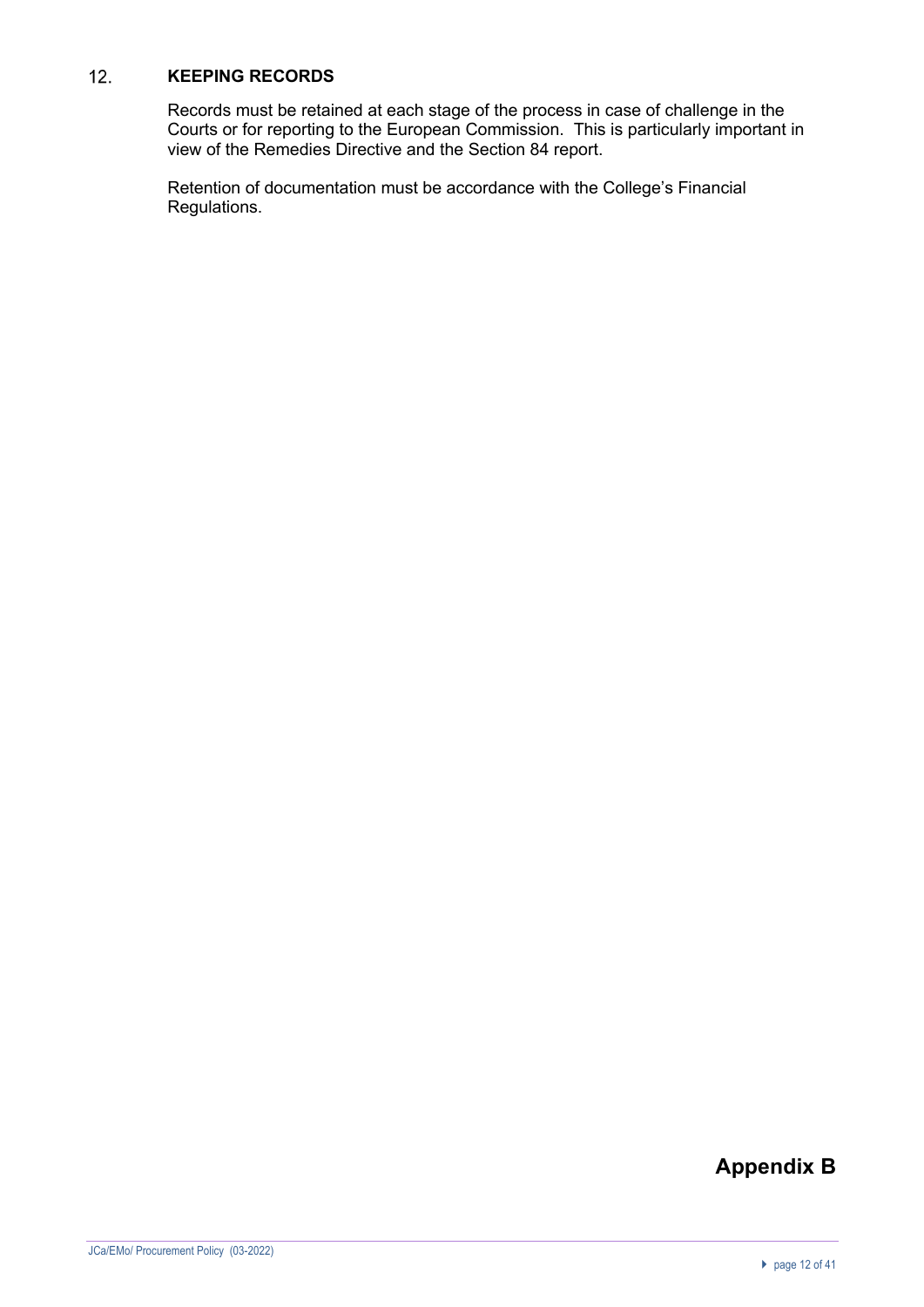## 12. KEEPING RECORDS

Records must be retained at each stage of the process in case of challenge in the Courts or for reporting to the European Commission. This is particularly important in view of the Remedies Directive and the Section 84 report.

Retention of documentation must be accordance with the College's Financial Regulations.

**Appendix B**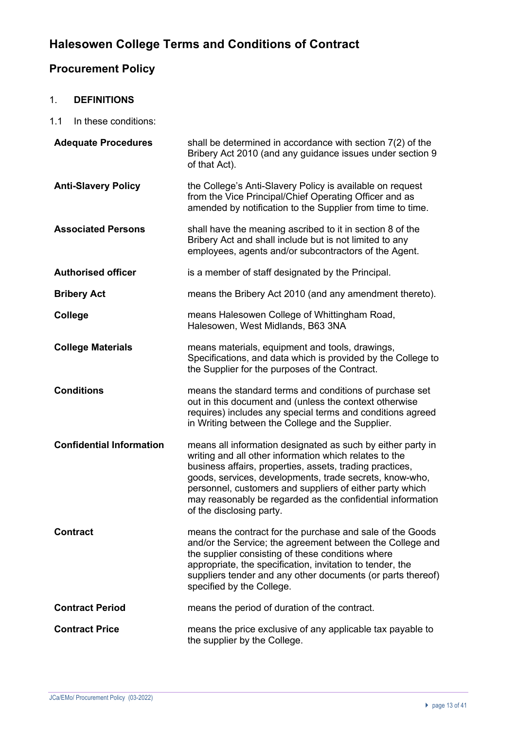# Halesowen College Terms and Conditions of Contract

## Procurement Policy

1. **DEFINITIONS**

1.1 In these conditions:

| | |
|---|---|
| **Adequate Procedures** | shall be determined in accordance with section 7(2) of the Bribery Act 2010 (and any guidance issues under section 9 of that Act). |
| **Anti-Slavery Policy** | the College's Anti-Slavery Policy is available on request from the Vice Principal/Chief Operating Officer and as amended by notification to the Supplier from time to time. |
| **Associated Persons** | shall have the meaning ascribed to it in section 8 of the Bribery Act and shall include but is not limited to any employees, agents and/or subcontractors of the Agent. |
| **Authorised officer** | is a member of staff designated by the Principal. |
| **Bribery Act** | means the Bribery Act 2010 (and any amendment thereto). |
| **College** | means Halesowen College of Whittingham Road, Halesowen, West Midlands, B63 3NA |
| **College Materials** | means materials, equipment and tools, drawings, Specifications, and data which is provided by the College to the Supplier for the purposes of the Contract. |
| **Conditions** | means the standard terms and conditions of purchase set out in this document and (unless the context otherwise requires) includes any special terms and conditions agreed in Writing between the College and the Supplier. |
| **Confidential Information** | means all information designated as such by either party in writing and all other information which relates to the business affairs, properties, assets, trading practices, goods, services, developments, trade secrets, know-who, personnel, customers and suppliers of either party which may reasonably be regarded as the confidential information of the disclosing party. |
| **Contract** | means the contract for the purchase and sale of the Goods and/or the Service; the agreement between the College and the supplier consisting of these conditions where appropriate, the specification, invitation to tender, the suppliers tender and any other documents (or parts thereof) specified by the College. |
| **Contract Period** | means the period of duration of the contract. |
| **Contract Price** | means the price exclusive of any applicable tax payable to the supplier by the College. |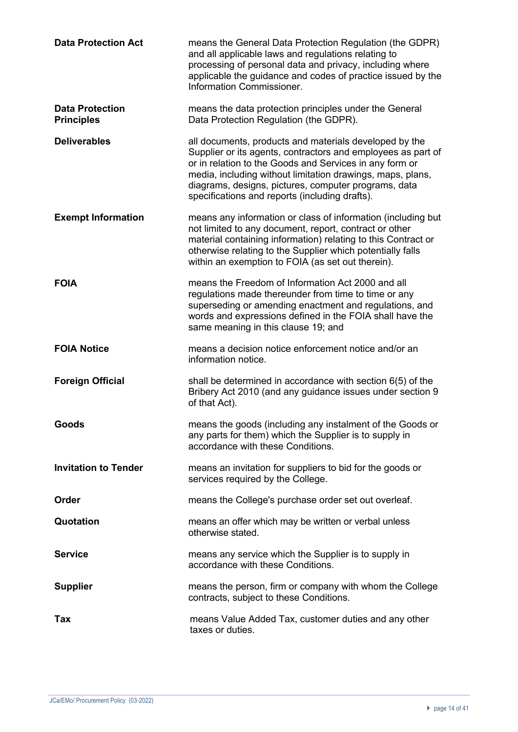| | |
|---|---|
| **Data Protection Act** | means the General Data Protection Regulation (the GDPR) and all applicable laws and regulations relating to processing of personal data and privacy, including where applicable the guidance and codes of practice issued by the Information Commissioner. |
| **Data Protection Principles** | means the data protection principles under the General Data Protection Regulation (the GDPR). |
| **Deliverables** | all documents, products and materials developed by the Supplier or its agents, contractors and employees as part of or in relation to the Goods and Services in any form or media, including without limitation drawings, maps, plans, diagrams, designs, pictures, computer programs, data specifications and reports (including drafts). |
| **Exempt Information** | means any information or class of information (including but not limited to any document, report, contract or other material containing information) relating to this Contract or otherwise relating to the Supplier which potentially falls within an exemption to FOIA (as set out therein). |
| **FOIA** | means the Freedom of Information Act 2000 and all regulations made thereunder from time to time or any superseding or amending enactment and regulations, and words and expressions defined in the FOIA shall have the same meaning in this clause 19; and |
| **FOIA Notice** | means a decision notice enforcement notice and/or an information notice. |
| **Foreign Official** | shall be determined in accordance with section 6(5) of the Bribery Act 2010 (and any guidance issues under section 9 of that Act). |
| **Goods** | means the goods (including any instalment of the Goods or any parts for them) which the Supplier is to supply in accordance with these Conditions. |
| **Invitation to Tender** | means an invitation for suppliers to bid for the goods or services required by the College. |
| **Order** | means the College's purchase order set out overleaf. |
| **Quotation** | means an offer which may be written or verbal unless otherwise stated. |
| **Service** | means any service which the Supplier is to supply in accordance with these Conditions. |
| **Supplier** | means the person, firm or company with whom the College contracts, subject to these Conditions. |
| **Tax** | means Value Added Tax, customer duties and any other taxes or duties. |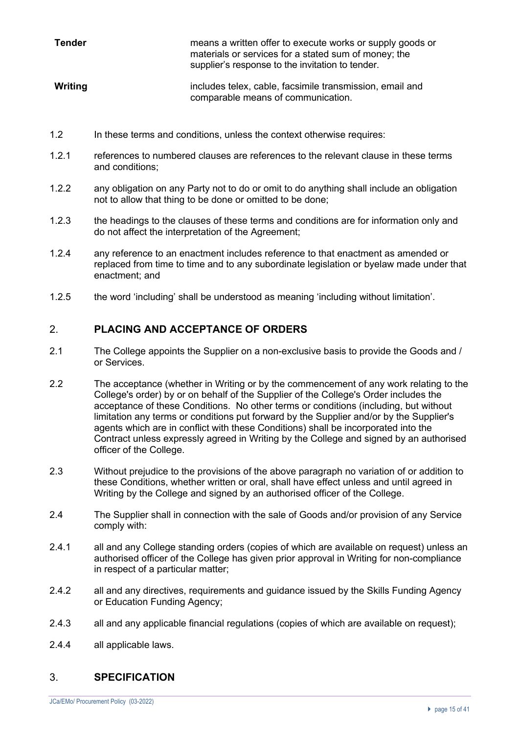| | |
|---|---|
| **Tender** | means a written offer to execute works or supply goods or materials or services for a stated sum of money; the supplier's response to the invitation to tender. |
| **Writing** | includes telex, cable, facsimile transmission, email and comparable means of communication. |

1.2 In these terms and conditions, unless the context otherwise requires:

1.2.1 references to numbered clauses are references to the relevant clause in these terms and conditions;

1.2.2 any obligation on any Party not to do or omit to do anything shall include an obligation not to allow that thing to be done or omitted to be done;

1.2.3 the headings to the clauses of these terms and conditions are for information only and do not affect the interpretation of the Agreement;

1.2.4 any reference to an enactment includes reference to that enactment as amended or replaced from time to time and to any subordinate legislation or byelaw made under that enactment; and

1.2.5 the word 'including' shall be understood as meaning 'including without limitation'.

## 2. PLACING AND ACCEPTANCE OF ORDERS

2.1 The College appoints the Supplier on a non-exclusive basis to provide the Goods and / or Services.

2.2 The acceptance (whether in Writing or by the commencement of any work relating to the College's order) by or on behalf of the Supplier of the College's Order includes the acceptance of these Conditions. No other terms or conditions (including, but without limitation any terms or conditions put forward by the Supplier and/or by the Supplier's agents which are in conflict with these Conditions) shall be incorporated into the Contract unless expressly agreed in Writing by the College and signed by an authorised officer of the College.

2.3 Without prejudice to the provisions of the above paragraph no variation of or addition to these Conditions, whether written or oral, shall have effect unless and until agreed in Writing by the College and signed by an authorised officer of the College.

2.4 The Supplier shall in connection with the sale of Goods and/or provision of any Service comply with:

2.4.1 all and any College standing orders (copies of which are available on request) unless an authorised officer of the College has given prior approval in Writing for non-compliance in respect of a particular matter;

2.4.2 all and any directives, requirements and guidance issued by the Skills Funding Agency or Education Funding Agency;

2.4.3 all and any applicable financial regulations (copies of which are available on request);

2.4.4 all applicable laws.

## 3. SPECIFICATION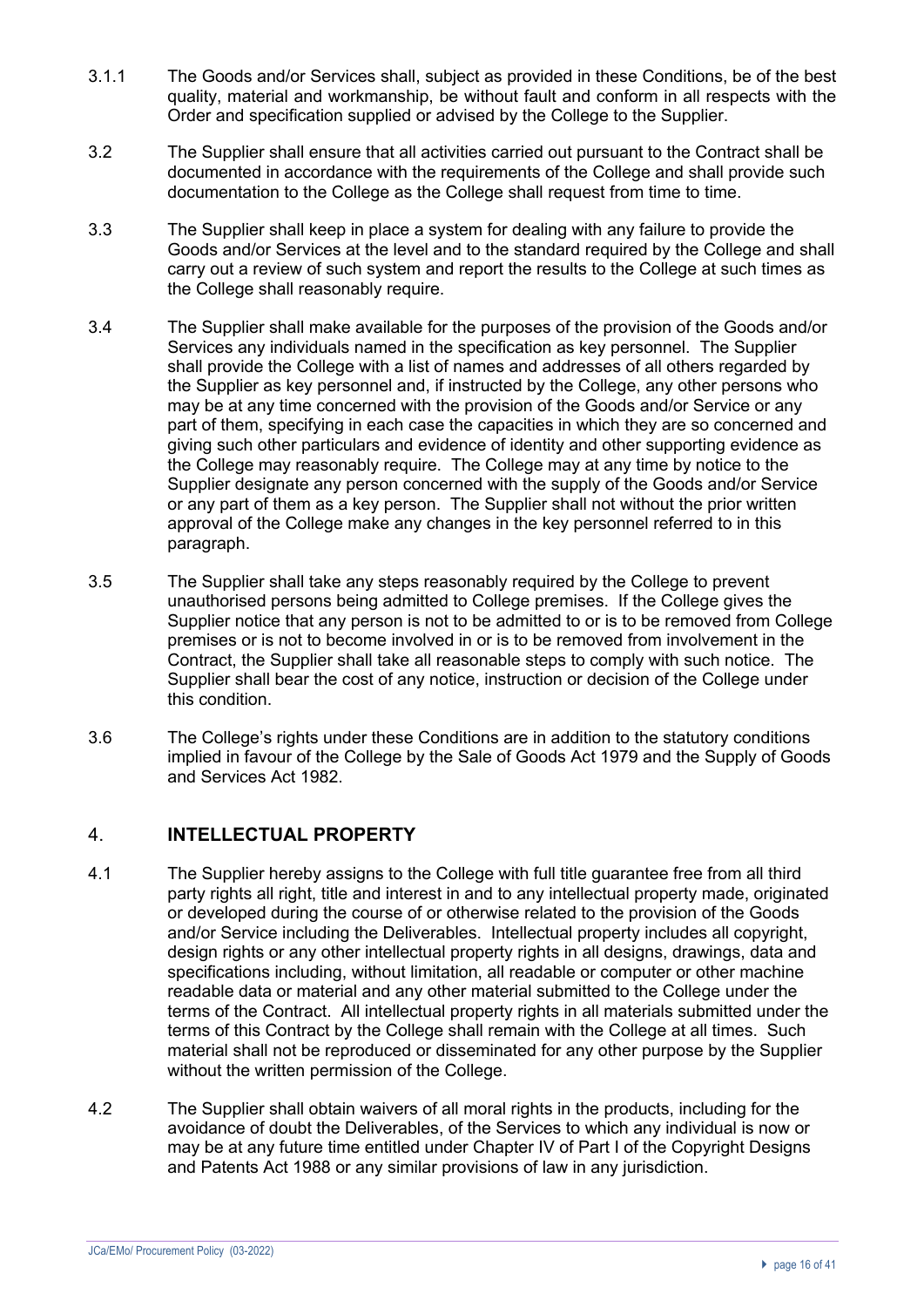3.1.1 The Goods and/or Services shall, subject as provided in these Conditions, be of the best quality, material and workmanship, be without fault and conform in all respects with the Order and specification supplied or advised by the College to the Supplier.

3.2 The Supplier shall ensure that all activities carried out pursuant to the Contract shall be documented in accordance with the requirements of the College and shall provide such documentation to the College as the College shall request from time to time.

3.3 The Supplier shall keep in place a system for dealing with any failure to provide the Goods and/or Services at the level and to the standard required by the College and shall carry out a review of such system and report the results to the College at such times as the College shall reasonably require.

3.4 The Supplier shall make available for the purposes of the provision of the Goods and/or Services any individuals named in the specification as key personnel. The Supplier shall provide the College with a list of names and addresses of all others regarded by the Supplier as key personnel and, if instructed by the College, any other persons who may be at any time concerned with the provision of the Goods and/or Service or any part of them, specifying in each case the capacities in which they are so concerned and giving such other particulars and evidence of identity and other supporting evidence as the College may reasonably require. The College may at any time by notice to the Supplier designate any person concerned with the supply of the Goods and/or Service or any part of them as a key person. The Supplier shall not without the prior written approval of the College make any changes in the key personnel referred to in this paragraph.

3.5 The Supplier shall take any steps reasonably required by the College to prevent unauthorised persons being admitted to College premises. If the College gives the Supplier notice that any person is not to be admitted to or is to be removed from College premises or is not to become involved in or is to be removed from involvement in the Contract, the Supplier shall take all reasonable steps to comply with such notice. The Supplier shall bear the cost of any notice, instruction or decision of the College under this condition.

3.6 The College's rights under these Conditions are in addition to the statutory conditions implied in favour of the College by the Sale of Goods Act 1979 and the Supply of Goods and Services Act 1982.

## 4. INTELLECTUAL PROPERTY

4.1 The Supplier hereby assigns to the College with full title guarantee free from all third party rights all right, title and interest in and to any intellectual property made, originated or developed during the course of or otherwise related to the provision of the Goods and/or Service including the Deliverables. Intellectual property includes all copyright, design rights or any other intellectual property rights in all designs, drawings, data and specifications including, without limitation, all readable or computer or other machine readable data or material and any other material submitted to the College under the terms of the Contract. All intellectual property rights in all materials submitted under the terms of this Contract by the College shall remain with the College at all times. Such material shall not be reproduced or disseminated for any other purpose by the Supplier without the written permission of the College.

4.2 The Supplier shall obtain waivers of all moral rights in the products, including for the avoidance of doubt the Deliverables, of the Services to which any individual is now or may be at any future time entitled under Chapter IV of Part I of the Copyright Designs and Patents Act 1988 or any similar provisions of law in any jurisdiction.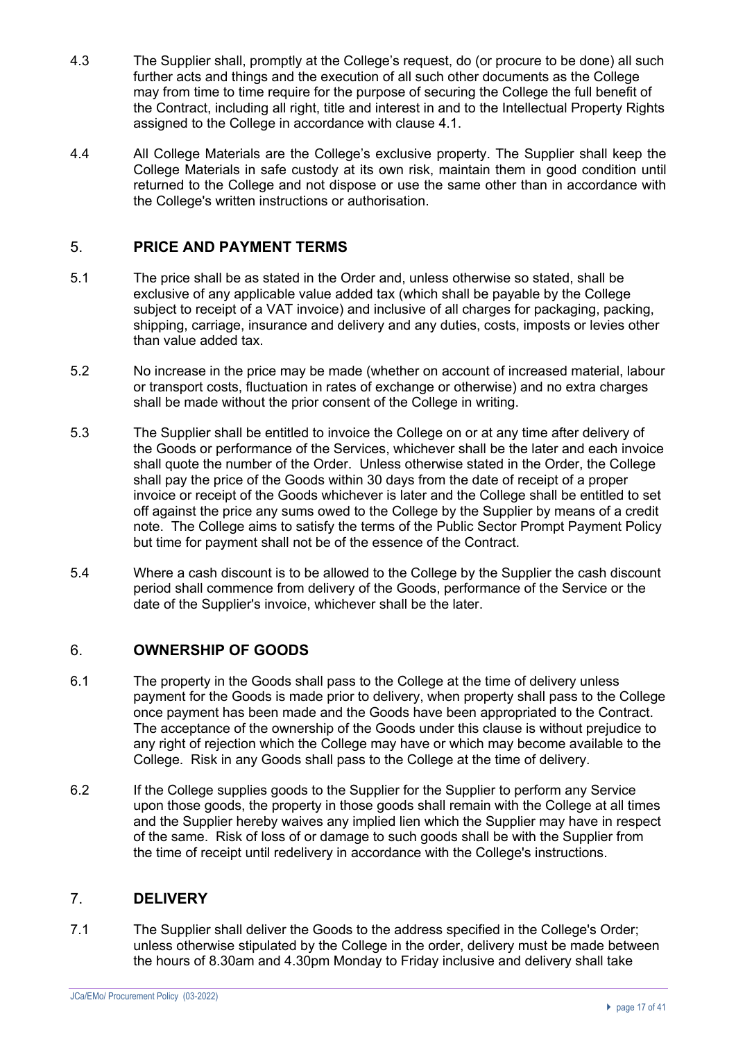4.3 The Supplier shall, promptly at the College's request, do (or procure to be done) all such further acts and things and the execution of all such other documents as the College may from time to time require for the purpose of securing the College the full benefit of the Contract, including all right, title and interest in and to the Intellectual Property Rights assigned to the College in accordance with clause 4.1.

4.4 All College Materials are the College's exclusive property. The Supplier shall keep the College Materials in safe custody at its own risk, maintain them in good condition until returned to the College and not dispose or use the same other than in accordance with the College's written instructions or authorisation.

## 5. PRICE AND PAYMENT TERMS

5.1 The price shall be as stated in the Order and, unless otherwise so stated, shall be exclusive of any applicable value added tax (which shall be payable by the College subject to receipt of a VAT invoice) and inclusive of all charges for packaging, packing, shipping, carriage, insurance and delivery and any duties, costs, imposts or levies other than value added tax.

5.2 No increase in the price may be made (whether on account of increased material, labour or transport costs, fluctuation in rates of exchange or otherwise) and no extra charges shall be made without the prior consent of the College in writing.

5.3 The Supplier shall be entitled to invoice the College on or at any time after delivery of the Goods or performance of the Services, whichever shall be the later and each invoice shall quote the number of the Order. Unless otherwise stated in the Order, the College shall pay the price of the Goods within 30 days from the date of receipt of a proper invoice or receipt of the Goods whichever is later and the College shall be entitled to set off against the price any sums owed to the College by the Supplier by means of a credit note. The College aims to satisfy the terms of the Public Sector Prompt Payment Policy but time for payment shall not be of the essence of the Contract.

5.4 Where a cash discount is to be allowed to the College by the Supplier the cash discount period shall commence from delivery of the Goods, performance of the Service or the date of the Supplier's invoice, whichever shall be the later.

## 6. OWNERSHIP OF GOODS

6.1 The property in the Goods shall pass to the College at the time of delivery unless payment for the Goods is made prior to delivery, when property shall pass to the College once payment has been made and the Goods have been appropriated to the Contract. The acceptance of the ownership of the Goods under this clause is without prejudice to any right of rejection which the College may have or which may become available to the College. Risk in any Goods shall pass to the College at the time of delivery.

6.2 If the College supplies goods to the Supplier for the Supplier to perform any Service upon those goods, the property in those goods shall remain with the College at all times and the Supplier hereby waives any implied lien which the Supplier may have in respect of the same. Risk of loss of or damage to such goods shall be with the Supplier from the time of receipt until redelivery in accordance with the College's instructions.

## 7. DELIVERY

7.1 The Supplier shall deliver the Goods to the address specified in the College's Order; unless otherwise stipulated by the College in the order, delivery must be made between the hours of 8.30am and 4.30pm Monday to Friday inclusive and delivery shall take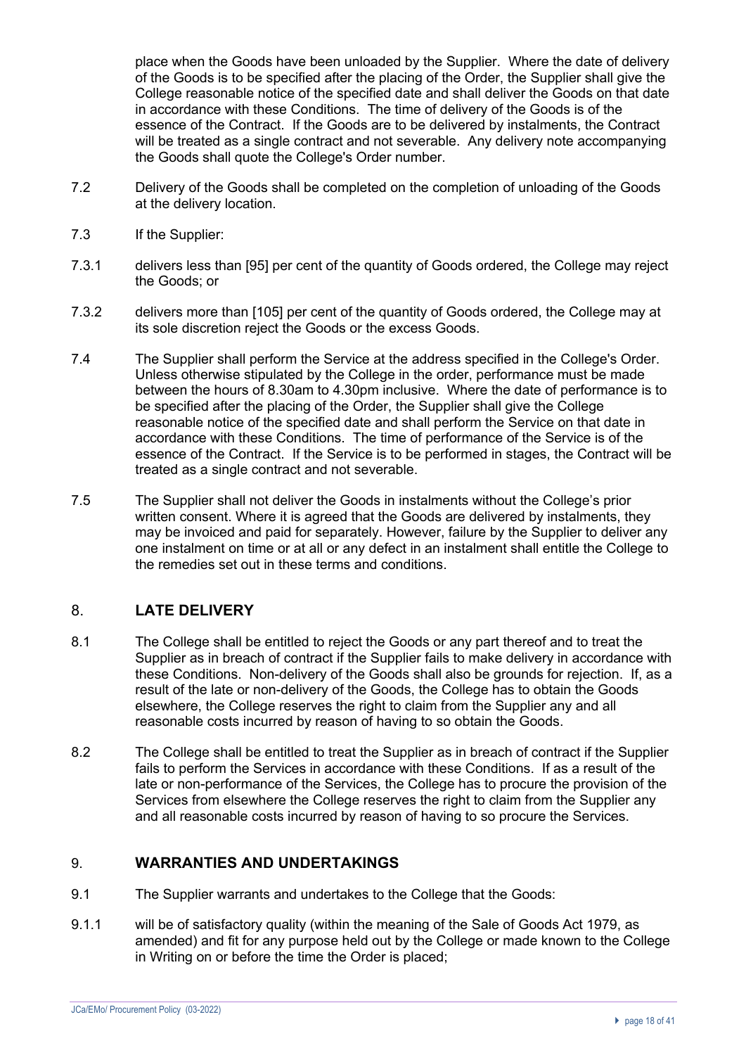place when the Goods have been unloaded by the Supplier. Where the date of delivery of the Goods is to be specified after the placing of the Order, the Supplier shall give the College reasonable notice of the specified date and shall deliver the Goods on that date in accordance with these Conditions. The time of delivery of the Goods is of the essence of the Contract. If the Goods are to be delivered by instalments, the Contract will be treated as a single contract and not severable. Any delivery note accompanying the Goods shall quote the College's Order number.

7.2 Delivery of the Goods shall be completed on the completion of unloading of the Goods at the delivery location.

7.3 If the Supplier:

7.3.1 delivers less than [95] per cent of the quantity of Goods ordered, the College may reject the Goods; or

7.3.2 delivers more than [105] per cent of the quantity of Goods ordered, the College may at its sole discretion reject the Goods or the excess Goods.

7.4 The Supplier shall perform the Service at the address specified in the College's Order. Unless otherwise stipulated by the College in the order, performance must be made between the hours of 8.30am to 4.30pm inclusive. Where the date of performance is to be specified after the placing of the Order, the Supplier shall give the College reasonable notice of the specified date and shall perform the Service on that date in accordance with these Conditions. The time of performance of the Service is of the essence of the Contract. If the Service is to be performed in stages, the Contract will be treated as a single contract and not severable.

7.5 The Supplier shall not deliver the Goods in instalments without the College's prior written consent. Where it is agreed that the Goods are delivered by instalments, they may be invoiced and paid for separately. However, failure by the Supplier to deliver any one instalment on time or at all or any defect in an instalment shall entitle the College to the remedies set out in these terms and conditions.

## 8. LATE DELIVERY

8.1 The College shall be entitled to reject the Goods or any part thereof and to treat the Supplier as in breach of contract if the Supplier fails to make delivery in accordance with these Conditions. Non-delivery of the Goods shall also be grounds for rejection. If, as a result of the late or non-delivery of the Goods, the College has to obtain the Goods elsewhere, the College reserves the right to claim from the Supplier any and all reasonable costs incurred by reason of having to so obtain the Goods.

8.2 The College shall be entitled to treat the Supplier as in breach of contract if the Supplier fails to perform the Services in accordance with these Conditions. If as a result of the late or non-performance of the Services, the College has to procure the provision of the Services from elsewhere the College reserves the right to claim from the Supplier any and all reasonable costs incurred by reason of having to so procure the Services.

## 9. WARRANTIES AND UNDERTAKINGS

9.1 The Supplier warrants and undertakes to the College that the Goods:

9.1.1 will be of satisfactory quality (within the meaning of the Sale of Goods Act 1979, as amended) and fit for any purpose held out by the College or made known to the College in Writing on or before the time the Order is placed;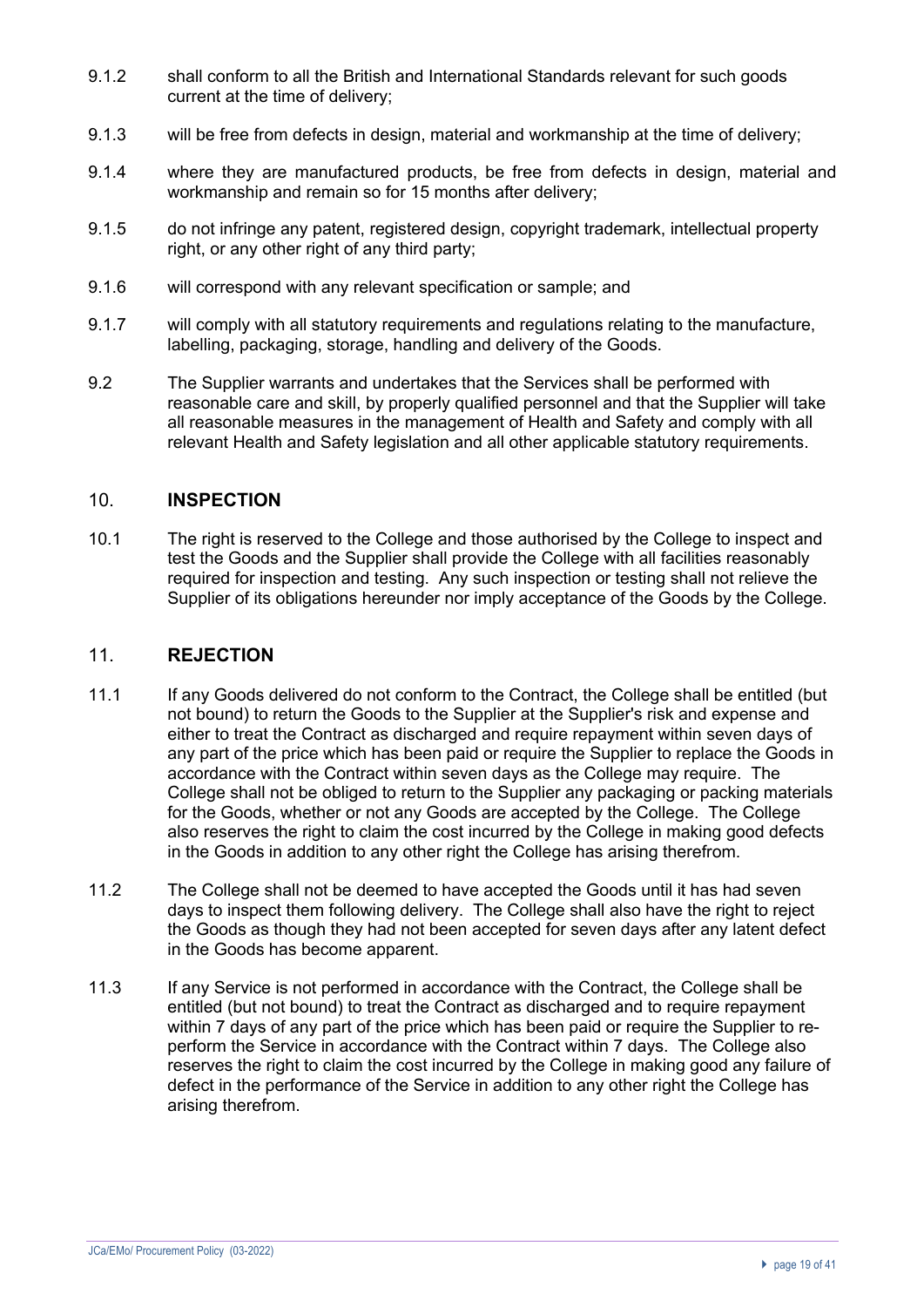9.1.2 shall conform to all the British and International Standards relevant for such goods current at the time of delivery;

9.1.3 will be free from defects in design, material and workmanship at the time of delivery;

9.1.4 where they are manufactured products, be free from defects in design, material and workmanship and remain so for 15 months after delivery;

9.1.5 do not infringe any patent, registered design, copyright trademark, intellectual property right, or any other right of any third party;

9.1.6 will correspond with any relevant specification or sample; and

9.1.7 will comply with all statutory requirements and regulations relating to the manufacture, labelling, packaging, storage, handling and delivery of the Goods.

9.2 The Supplier warrants and undertakes that the Services shall be performed with reasonable care and skill, by properly qualified personnel and that the Supplier will take all reasonable measures in the management of Health and Safety and comply with all relevant Health and Safety legislation and all other applicable statutory requirements.

## 10. INSPECTION

10.1 The right is reserved to the College and those authorised by the College to inspect and test the Goods and the Supplier shall provide the College with all facilities reasonably required for inspection and testing. Any such inspection or testing shall not relieve the Supplier of its obligations hereunder nor imply acceptance of the Goods by the College.

## 11. REJECTION

11.1 If any Goods delivered do not conform to the Contract, the College shall be entitled (but not bound) to return the Goods to the Supplier at the Supplier's risk and expense and either to treat the Contract as discharged and require repayment within seven days of any part of the price which has been paid or require the Supplier to replace the Goods in accordance with the Contract within seven days as the College may require. The College shall not be obliged to return to the Supplier any packaging or packing materials for the Goods, whether or not any Goods are accepted by the College. The College also reserves the right to claim the cost incurred by the College in making good defects in the Goods in addition to any other right the College has arising therefrom.

11.2 The College shall not be deemed to have accepted the Goods until it has had seven days to inspect them following delivery. The College shall also have the right to reject the Goods as though they had not been accepted for seven days after any latent defect in the Goods has become apparent.

11.3 If any Service is not performed in accordance with the Contract, the College shall be entitled (but not bound) to treat the Contract as discharged and to require repayment within 7 days of any part of the price which has been paid or require the Supplier to re-perform the Service in accordance with the Contract within 7 days. The College also reserves the right to claim the cost incurred by the College in making good any failure of defect in the performance of the Service in addition to any other right the College has arising therefrom.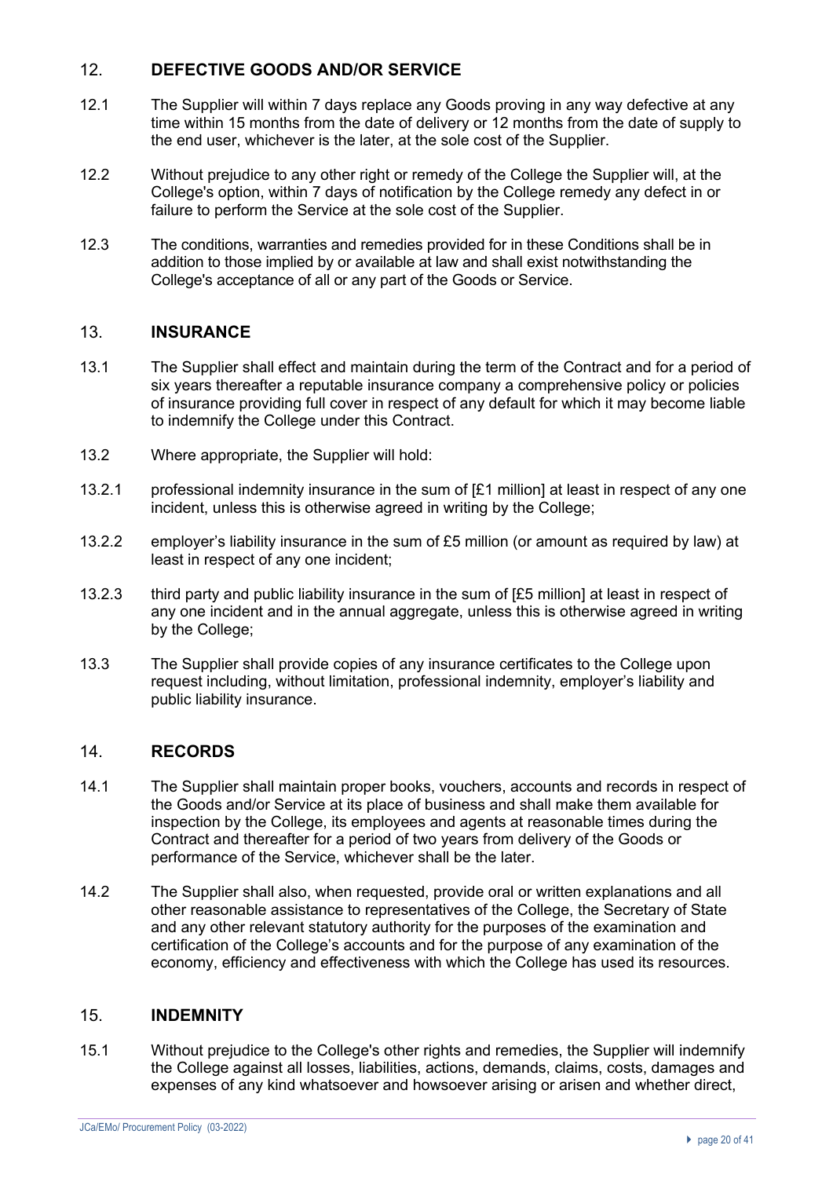## 12. DEFECTIVE GOODS AND/OR SERVICE

12.1 The Supplier will within 7 days replace any Goods proving in any way defective at any time within 15 months from the date of delivery or 12 months from the date of supply to the end user, whichever is the later, at the sole cost of the Supplier.

12.2 Without prejudice to any other right or remedy of the College the Supplier will, at the College's option, within 7 days of notification by the College remedy any defect in or failure to perform the Service at the sole cost of the Supplier.

12.3 The conditions, warranties and remedies provided for in these Conditions shall be in addition to those implied by or available at law and shall exist notwithstanding the College's acceptance of all or any part of the Goods or Service.

## 13. INSURANCE

13.1 The Supplier shall effect and maintain during the term of the Contract and for a period of six years thereafter a reputable insurance company a comprehensive policy or policies of insurance providing full cover in respect of any default for which it may become liable to indemnify the College under this Contract.

13.2 Where appropriate, the Supplier will hold:

13.2.1 professional indemnity insurance in the sum of [£1 million] at least in respect of any one incident, unless this is otherwise agreed in writing by the College;

13.2.2 employer's liability insurance in the sum of £5 million (or amount as required by law) at least in respect of any one incident;

13.2.3 third party and public liability insurance in the sum of [£5 million] at least in respect of any one incident and in the annual aggregate, unless this is otherwise agreed in writing by the College;

13.3 The Supplier shall provide copies of any insurance certificates to the College upon request including, without limitation, professional indemnity, employer's liability and public liability insurance.

## 14. RECORDS

14.1 The Supplier shall maintain proper books, vouchers, accounts and records in respect of the Goods and/or Service at its place of business and shall make them available for inspection by the College, its employees and agents at reasonable times during the Contract and thereafter for a period of two years from delivery of the Goods or performance of the Service, whichever shall be the later.

14.2 The Supplier shall also, when requested, provide oral or written explanations and all other reasonable assistance to representatives of the College, the Secretary of State and any other relevant statutory authority for the purposes of the examination and certification of the College's accounts and for the purpose of any examination of the economy, efficiency and effectiveness with which the College has used its resources.

## 15. INDEMNITY

15.1 Without prejudice to the College's other rights and remedies, the Supplier will indemnify the College against all losses, liabilities, actions, demands, claims, costs, damages and expenses of any kind whatsoever and howsoever arising or arisen and whether direct,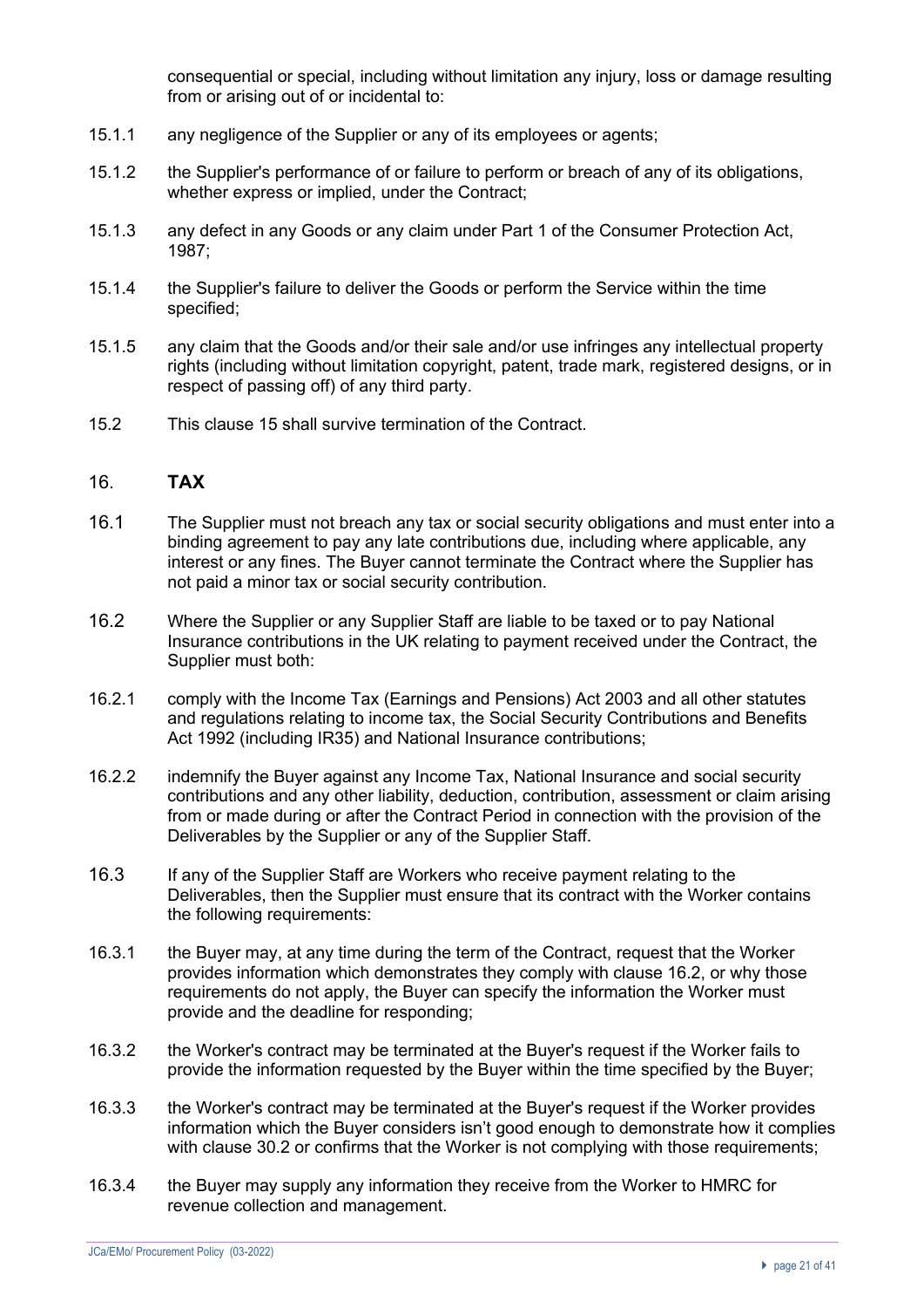consequential or special, including without limitation any injury, loss or damage resulting from or arising out of or incidental to:

15.1.1 any negligence of the Supplier or any of its employees or agents;

15.1.2 the Supplier's performance of or failure to perform or breach of any of its obligations, whether express or implied, under the Contract;

15.1.3 any defect in any Goods or any claim under Part 1 of the Consumer Protection Act, 1987;

15.1.4 the Supplier's failure to deliver the Goods or perform the Service within the time specified;

15.1.5 any claim that the Goods and/or their sale and/or use infringes any intellectual property rights (including without limitation copyright, patent, trade mark, registered designs, or in respect of passing off) of any third party.

15.2 This clause 15 shall survive termination of the Contract.

## 16. TAX

16.1 The Supplier must not breach any tax or social security obligations and must enter into a binding agreement to pay any late contributions due, including where applicable, any interest or any fines. The Buyer cannot terminate the Contract where the Supplier has not paid a minor tax or social security contribution.

16.2 Where the Supplier or any Supplier Staff are liable to be taxed or to pay National Insurance contributions in the UK relating to payment received under the Contract, the Supplier must both:

16.2.1 comply with the Income Tax (Earnings and Pensions) Act 2003 and all other statutes and regulations relating to income tax, the Social Security Contributions and Benefits Act 1992 (including IR35) and National Insurance contributions;

16.2.2 indemnify the Buyer against any Income Tax, National Insurance and social security contributions and any other liability, deduction, contribution, assessment or claim arising from or made during or after the Contract Period in connection with the provision of the Deliverables by the Supplier or any of the Supplier Staff.

16.3 If any of the Supplier Staff are Workers who receive payment relating to the Deliverables, then the Supplier must ensure that its contract with the Worker contains the following requirements:

16.3.1 the Buyer may, at any time during the term of the Contract, request that the Worker provides information which demonstrates they comply with clause 16.2, or why those requirements do not apply, the Buyer can specify the information the Worker must provide and the deadline for responding;

16.3.2 the Worker's contract may be terminated at the Buyer's request if the Worker fails to provide the information requested by the Buyer within the time specified by the Buyer;

16.3.3 the Worker's contract may be terminated at the Buyer's request if the Worker provides information which the Buyer considers isn't good enough to demonstrate how it complies with clause 30.2 or confirms that the Worker is not complying with those requirements;

16.3.4 the Buyer may supply any information they receive from the Worker to HMRC for revenue collection and management.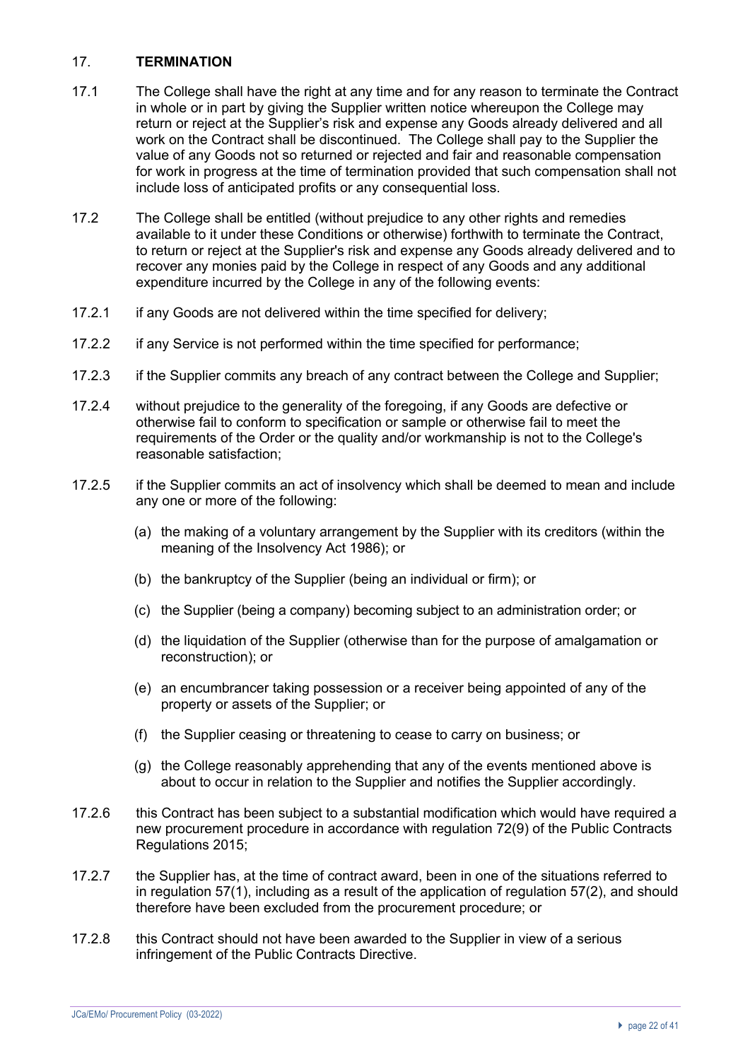## 17. TERMINATION

17.1 The College shall have the right at any time and for any reason to terminate the Contract in whole or in part by giving the Supplier written notice whereupon the College may return or reject at the Supplier's risk and expense any Goods already delivered and all work on the Contract shall be discontinued. The College shall pay to the Supplier the value of any Goods not so returned or rejected and fair and reasonable compensation for work in progress at the time of termination provided that such compensation shall not include loss of anticipated profits or any consequential loss.

17.2 The College shall be entitled (without prejudice to any other rights and remedies available to it under these Conditions or otherwise) forthwith to terminate the Contract, to return or reject at the Supplier's risk and expense any Goods already delivered and to recover any monies paid by the College in respect of any Goods and any additional expenditure incurred by the College in any of the following events:

17.2.1 if any Goods are not delivered within the time specified for delivery;

17.2.2 if any Service is not performed within the time specified for performance;

17.2.3 if the Supplier commits any breach of any contract between the College and Supplier;

17.2.4 without prejudice to the generality of the foregoing, if any Goods are defective or otherwise fail to conform to specification or sample or otherwise fail to meet the requirements of the Order or the quality and/or workmanship is not to the College's reasonable satisfaction;

17.2.5 if the Supplier commits an act of insolvency which shall be deemed to mean and include any one or more of the following:

(a) the making of a voluntary arrangement by the Supplier with its creditors (within the meaning of the Insolvency Act 1986); or

(b) the bankruptcy of the Supplier (being an individual or firm); or

(c) the Supplier (being a company) becoming subject to an administration order; or

(d) the liquidation of the Supplier (otherwise than for the purpose of amalgamation or reconstruction); or

(e) an encumbrancer taking possession or a receiver being appointed of any of the property or assets of the Supplier; or

(f) the Supplier ceasing or threatening to cease to carry on business; or

(g) the College reasonably apprehending that any of the events mentioned above is about to occur in relation to the Supplier and notifies the Supplier accordingly.

17.2.6 this Contract has been subject to a substantial modification which would have required a new procurement procedure in accordance with regulation 72(9) of the Public Contracts Regulations 2015;

17.2.7 the Supplier has, at the time of contract award, been in one of the situations referred to in regulation 57(1), including as a result of the application of regulation 57(2), and should therefore have been excluded from the procurement procedure; or

17.2.8 this Contract should not have been awarded to the Supplier in view of a serious infringement of the Public Contracts Directive.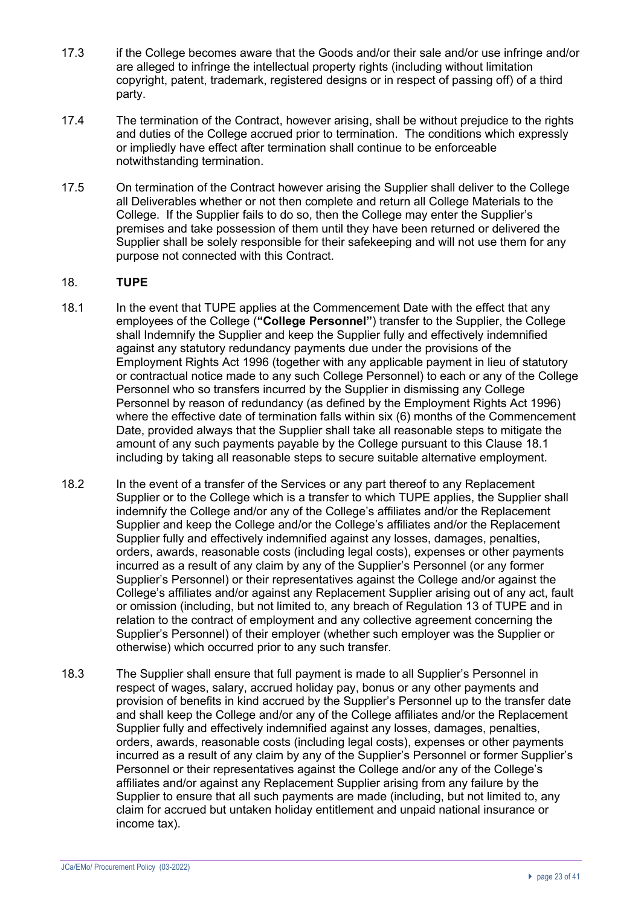17.3 if the College becomes aware that the Goods and/or their sale and/or use infringe and/or are alleged to infringe the intellectual property rights (including without limitation copyright, patent, trademark, registered designs or in respect of passing off) of a third party.

17.4 The termination of the Contract, however arising, shall be without prejudice to the rights and duties of the College accrued prior to termination. The conditions which expressly or impliedly have effect after termination shall continue to be enforceable notwithstanding termination.

17.5 On termination of the Contract however arising the Supplier shall deliver to the College all Deliverables whether or not then complete and return all College Materials to the College. If the Supplier fails to do so, then the College may enter the Supplier's premises and take possession of them until they have been returned or delivered the Supplier shall be solely responsible for their safekeeping and will not use them for any purpose not connected with this Contract.

## 18. TUPE

18.1 In the event that TUPE applies at the Commencement Date with the effect that any employees of the College (**"College Personnel"**) transfer to the Supplier, the College shall Indemnify the Supplier and keep the Supplier fully and effectively indemnified against any statutory redundancy payments due under the provisions of the Employment Rights Act 1996 (together with any applicable payment in lieu of statutory or contractual notice made to any such College Personnel) to each or any of the College Personnel who so transfers incurred by the Supplier in dismissing any College Personnel by reason of redundancy (as defined by the Employment Rights Act 1996) where the effective date of termination falls within six (6) months of the Commencement Date, provided always that the Supplier shall take all reasonable steps to mitigate the amount of any such payments payable by the College pursuant to this Clause 18.1 including by taking all reasonable steps to secure suitable alternative employment.

18.2 In the event of a transfer of the Services or any part thereof to any Replacement Supplier or to the College which is a transfer to which TUPE applies, the Supplier shall indemnify the College and/or any of the College's affiliates and/or the Replacement Supplier and keep the College and/or the College's affiliates and/or the Replacement Supplier fully and effectively indemnified against any losses, damages, penalties, orders, awards, reasonable costs (including legal costs), expenses or other payments incurred as a result of any claim by any of the Supplier's Personnel (or any former Supplier's Personnel) or their representatives against the College and/or against the College's affiliates and/or against any Replacement Supplier arising out of any act, fault or omission (including, but not limited to, any breach of Regulation 13 of TUPE and in relation to the contract of employment and any collective agreement concerning the Supplier's Personnel) of their employer (whether such employer was the Supplier or otherwise) which occurred prior to any such transfer.

18.3 The Supplier shall ensure that full payment is made to all Supplier's Personnel in respect of wages, salary, accrued holiday pay, bonus or any other payments and provision of benefits in kind accrued by the Supplier's Personnel up to the transfer date and shall keep the College and/or any of the College affiliates and/or the Replacement Supplier fully and effectively indemnified against any losses, damages, penalties, orders, awards, reasonable costs (including legal costs), expenses or other payments incurred as a result of any claim by any of the Supplier's Personnel or former Supplier's Personnel or their representatives against the College and/or any of the College's affiliates and/or against any Replacement Supplier arising from any failure by the Supplier to ensure that all such payments are made (including, but not limited to, any claim for accrued but untaken holiday entitlement and unpaid national insurance or income tax).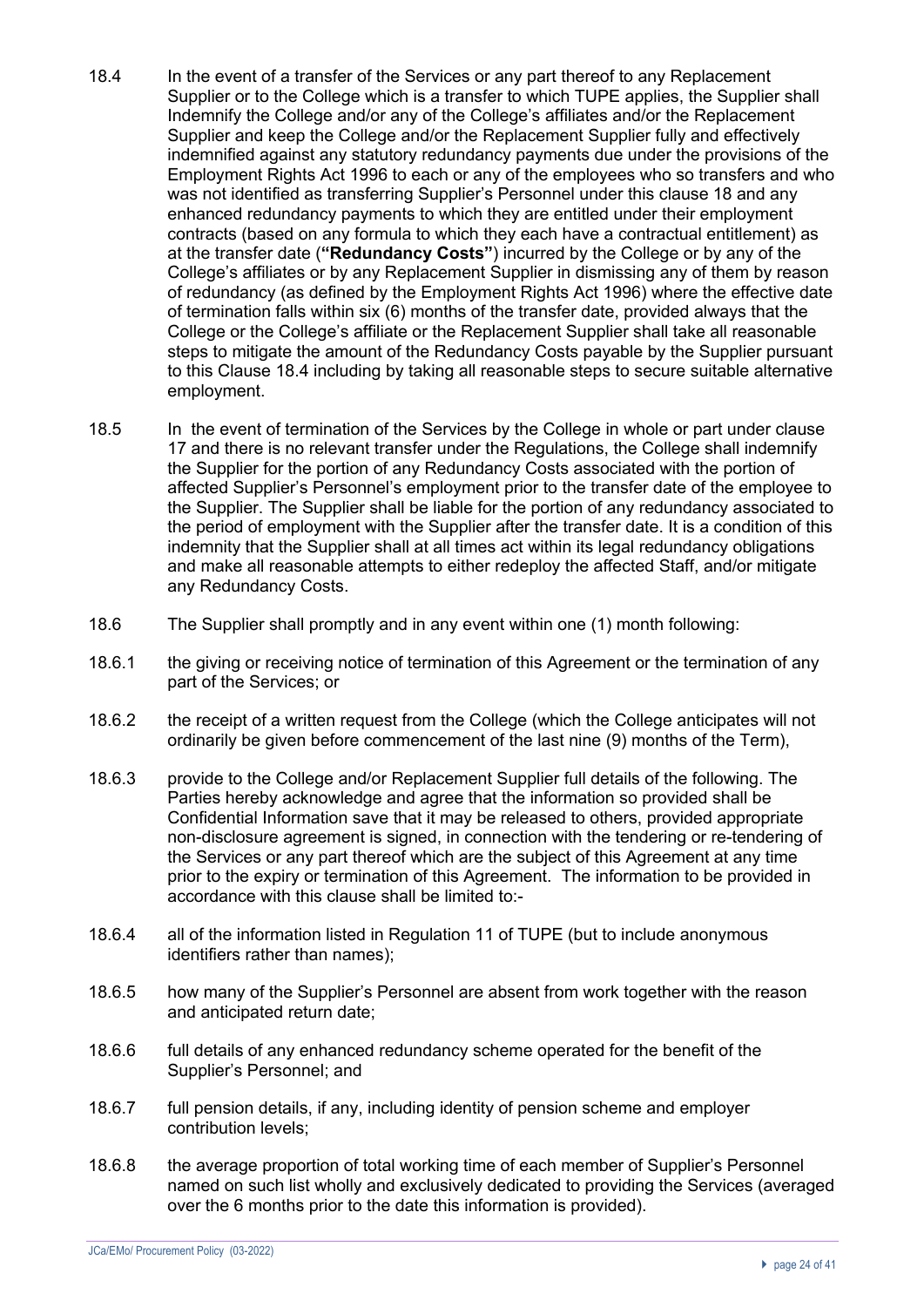18.4 In the event of a transfer of the Services or any part thereof to any Replacement Supplier or to the College which is a transfer to which TUPE applies, the Supplier shall Indemnify the College and/or any of the College's affiliates and/or the Replacement Supplier and keep the College and/or the Replacement Supplier fully and effectively indemnified against any statutory redundancy payments due under the provisions of the Employment Rights Act 1996 to each or any of the employees who so transfers and who was not identified as transferring Supplier's Personnel under this clause 18 and any enhanced redundancy payments to which they are entitled under their employment contracts (based on any formula to which they each have a contractual entitlement) as at the transfer date (**"Redundancy Costs"**) incurred by the College or by any of the College's affiliates or by any Replacement Supplier in dismissing any of them by reason of redundancy (as defined by the Employment Rights Act 1996) where the effective date of termination falls within six (6) months of the transfer date, provided always that the College or the College's affiliate or the Replacement Supplier shall take all reasonable steps to mitigate the amount of the Redundancy Costs payable by the Supplier pursuant to this Clause 18.4 including by taking all reasonable steps to secure suitable alternative employment.

18.5 In the event of termination of the Services by the College in whole or part under clause 17 and there is no relevant transfer under the Regulations, the College shall indemnify the Supplier for the portion of any Redundancy Costs associated with the portion of affected Supplier's Personnel's employment prior to the transfer date of the employee to the Supplier. The Supplier shall be liable for the portion of any redundancy associated to the period of employment with the Supplier after the transfer date. It is a condition of this indemnity that the Supplier shall at all times act within its legal redundancy obligations and make all reasonable attempts to either redeploy the affected Staff, and/or mitigate any Redundancy Costs.

18.6 The Supplier shall promptly and in any event within one (1) month following:

18.6.1 the giving or receiving notice of termination of this Agreement or the termination of any part of the Services; or

18.6.2 the receipt of a written request from the College (which the College anticipates will not ordinarily be given before commencement of the last nine (9) months of the Term),

18.6.3 provide to the College and/or Replacement Supplier full details of the following. The Parties hereby acknowledge and agree that the information so provided shall be Confidential Information save that it may be released to others, provided appropriate non-disclosure agreement is signed, in connection with the tendering or re-tendering of the Services or any part thereof which are the subject of this Agreement at any time prior to the expiry or termination of this Agreement. The information to be provided in accordance with this clause shall be limited to:-

18.6.4 all of the information listed in Regulation 11 of TUPE (but to include anonymous identifiers rather than names);

18.6.5 how many of the Supplier's Personnel are absent from work together with the reason and anticipated return date;

18.6.6 full details of any enhanced redundancy scheme operated for the benefit of the Supplier's Personnel; and

18.6.7 full pension details, if any, including identity of pension scheme and employer contribution levels;

18.6.8 the average proportion of total working time of each member of Supplier's Personnel named on such list wholly and exclusively dedicated to providing the Services (averaged over the 6 months prior to the date this information is provided).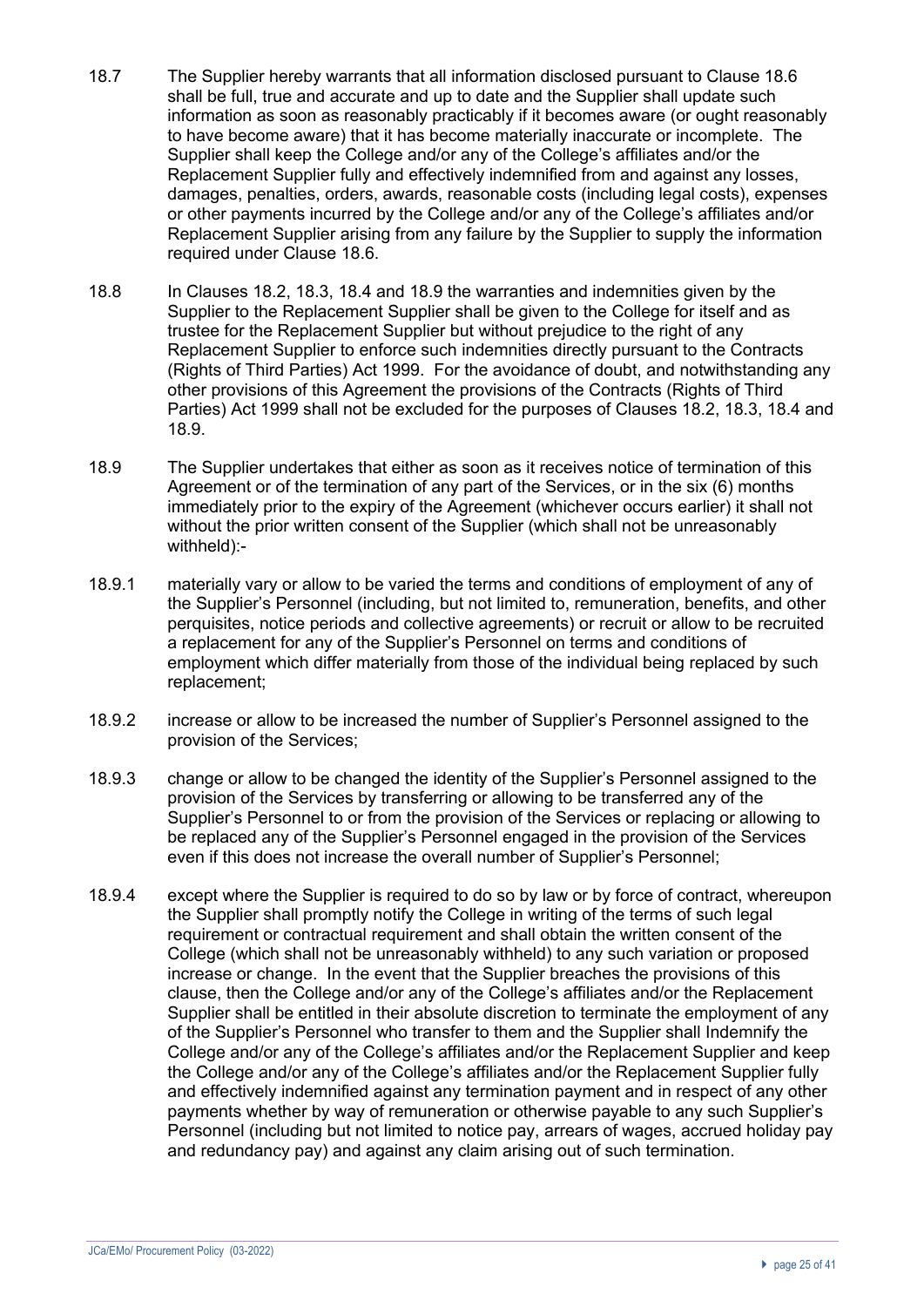18.7 The Supplier hereby warrants that all information disclosed pursuant to Clause 18.6 shall be full, true and accurate and up to date and the Supplier shall update such information as soon as reasonably practicably if it becomes aware (or ought reasonably to have become aware) that it has become materially inaccurate or incomplete. The Supplier shall keep the College and/or any of the College's affiliates and/or the Replacement Supplier fully and effectively indemnified from and against any losses, damages, penalties, orders, awards, reasonable costs (including legal costs), expenses or other payments incurred by the College and/or any of the College's affiliates and/or Replacement Supplier arising from any failure by the Supplier to supply the information required under Clause 18.6.

18.8 In Clauses 18.2, 18.3, 18.4 and 18.9 the warranties and indemnities given by the Supplier to the Replacement Supplier shall be given to the College for itself and as trustee for the Replacement Supplier but without prejudice to the right of any Replacement Supplier to enforce such indemnities directly pursuant to the Contracts (Rights of Third Parties) Act 1999. For the avoidance of doubt, and notwithstanding any other provisions of this Agreement the provisions of the Contracts (Rights of Third Parties) Act 1999 shall not be excluded for the purposes of Clauses 18.2, 18.3, 18.4 and 18.9.

18.9 The Supplier undertakes that either as soon as it receives notice of termination of this Agreement or of the termination of any part of the Services, or in the six (6) months immediately prior to the expiry of the Agreement (whichever occurs earlier) it shall not without the prior written consent of the Supplier (which shall not be unreasonably withheld):-

18.9.1 materially vary or allow to be varied the terms and conditions of employment of any of the Supplier's Personnel (including, but not limited to, remuneration, benefits, and other perquisites, notice periods and collective agreements) or recruit or allow to be recruited a replacement for any of the Supplier's Personnel on terms and conditions of employment which differ materially from those of the individual being replaced by such replacement;

18.9.2 increase or allow to be increased the number of Supplier's Personnel assigned to the provision of the Services;

18.9.3 change or allow to be changed the identity of the Supplier's Personnel assigned to the provision of the Services by transferring or allowing to be transferred any of the Supplier's Personnel to or from the provision of the Services or replacing or allowing to be replaced any of the Supplier's Personnel engaged in the provision of the Services even if this does not increase the overall number of Supplier's Personnel;

18.9.4 except where the Supplier is required to do so by law or by force of contract, whereupon the Supplier shall promptly notify the College in writing of the terms of such legal requirement or contractual requirement and shall obtain the written consent of the College (which shall not be unreasonably withheld) to any such variation or proposed increase or change. In the event that the Supplier breaches the provisions of this clause, then the College and/or any of the College's affiliates and/or the Replacement Supplier shall be entitled in their absolute discretion to terminate the employment of any of the Supplier's Personnel who transfer to them and the Supplier shall Indemnify the College and/or any of the College's affiliates and/or the Replacement Supplier and keep the College and/or any of the College's affiliates and/or the Replacement Supplier fully and effectively indemnified against any termination payment and in respect of any other payments whether by way of remuneration or otherwise payable to any such Supplier's Personnel (including but not limited to notice pay, arrears of wages, accrued holiday pay and redundancy pay) and against any claim arising out of such termination.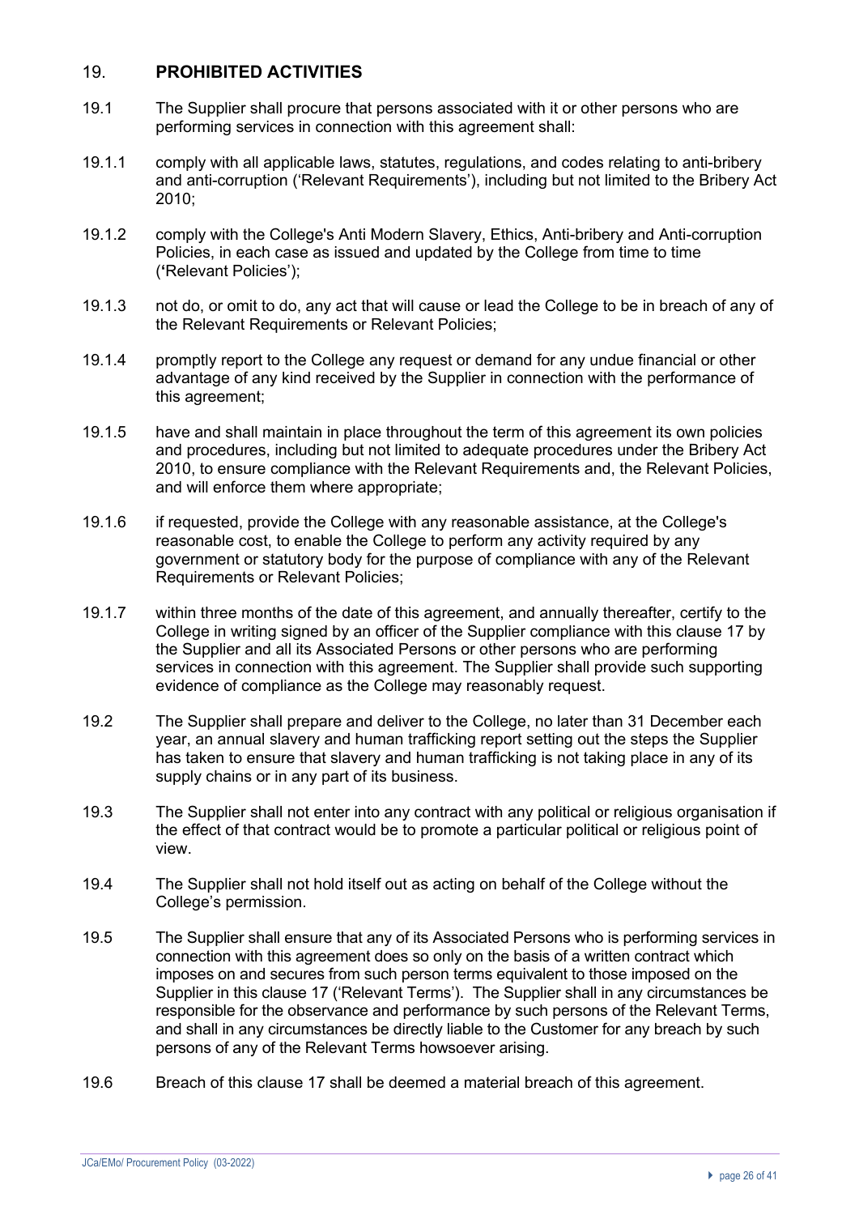## 19. PROHIBITED ACTIVITIES

19.1 The Supplier shall procure that persons associated with it or other persons who are performing services in connection with this agreement shall:

19.1.1 comply with all applicable laws, statutes, regulations, and codes relating to anti-bribery and anti-corruption ('Relevant Requirements'), including but not limited to the Bribery Act 2010;

19.1.2 comply with the College's Anti Modern Slavery, Ethics, Anti-bribery and Anti-corruption Policies, in each case as issued and updated by the College from time to time (**'**Relevant Policies');

19.1.3 not do, or omit to do, any act that will cause or lead the College to be in breach of any of the Relevant Requirements or Relevant Policies;

19.1.4 promptly report to the College any request or demand for any undue financial or other advantage of any kind received by the Supplier in connection with the performance of this agreement;

19.1.5 have and shall maintain in place throughout the term of this agreement its own policies and procedures, including but not limited to adequate procedures under the Bribery Act 2010, to ensure compliance with the Relevant Requirements and, the Relevant Policies, and will enforce them where appropriate;

19.1.6 if requested, provide the College with any reasonable assistance, at the College's reasonable cost, to enable the College to perform any activity required by any government or statutory body for the purpose of compliance with any of the Relevant Requirements or Relevant Policies;

19.1.7 within three months of the date of this agreement, and annually thereafter, certify to the College in writing signed by an officer of the Supplier compliance with this clause 17 by the Supplier and all its Associated Persons or other persons who are performing services in connection with this agreement. The Supplier shall provide such supporting evidence of compliance as the College may reasonably request.

19.2 The Supplier shall prepare and deliver to the College, no later than 31 December each year, an annual slavery and human trafficking report setting out the steps the Supplier has taken to ensure that slavery and human trafficking is not taking place in any of its supply chains or in any part of its business.

19.3 The Supplier shall not enter into any contract with any political or religious organisation if the effect of that contract would be to promote a particular political or religious point of view.

19.4 The Supplier shall not hold itself out as acting on behalf of the College without the College's permission.

19.5 The Supplier shall ensure that any of its Associated Persons who is performing services in connection with this agreement does so only on the basis of a written contract which imposes on and secures from such person terms equivalent to those imposed on the Supplier in this clause 17 ('Relevant Terms'). The Supplier shall in any circumstances be responsible for the observance and performance by such persons of the Relevant Terms, and shall in any circumstances be directly liable to the Customer for any breach by such persons of any of the Relevant Terms howsoever arising.

19.6 Breach of this clause 17 shall be deemed a material breach of this agreement.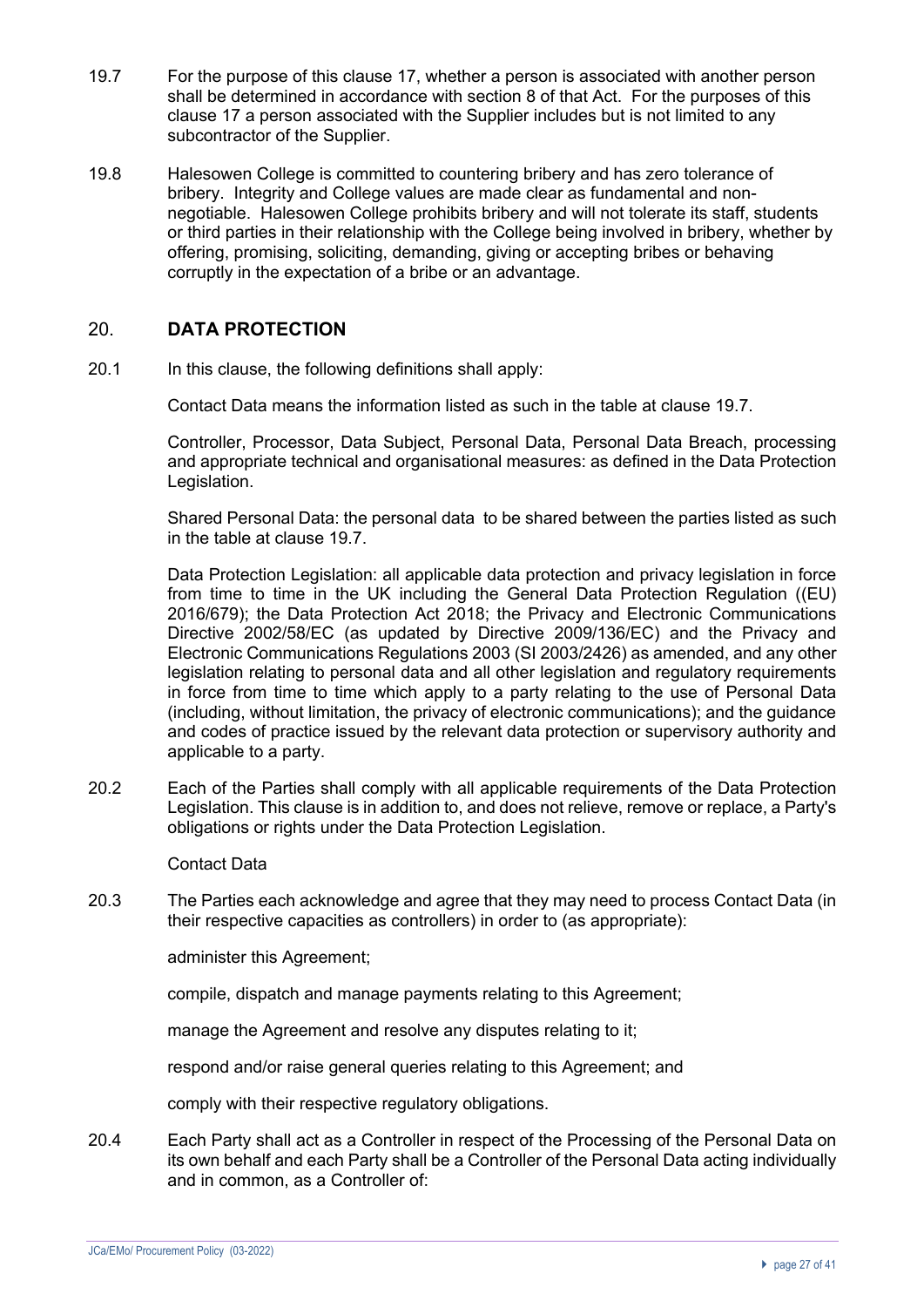19.7 For the purpose of this clause 17, whether a person is associated with another person shall be determined in accordance with section 8 of that Act. For the purposes of this clause 17 a person associated with the Supplier includes but is not limited to any subcontractor of the Supplier.

19.8 Halesowen College is committed to countering bribery and has zero tolerance of bribery. Integrity and College values are made clear as fundamental and non-negotiable. Halesowen College prohibits bribery and will not tolerate its staff, students or third parties in their relationship with the College being involved in bribery, whether by offering, promising, soliciting, demanding, giving or accepting bribes or behaving corruptly in the expectation of a bribe or an advantage.

## 20. DATA PROTECTION

20.1 In this clause, the following definitions shall apply:

Contact Data means the information listed as such in the table at clause 19.7.

Controller, Processor, Data Subject, Personal Data, Personal Data Breach, processing and appropriate technical and organisational measures: as defined in the Data Protection Legislation.

Shared Personal Data: the personal data to be shared between the parties listed as such in the table at clause 19.7.

Data Protection Legislation: all applicable data protection and privacy legislation in force from time to time in the UK including the General Data Protection Regulation ((EU) 2016/679); the Data Protection Act 2018; the Privacy and Electronic Communications Directive 2002/58/EC (as updated by Directive 2009/136/EC) and the Privacy and Electronic Communications Regulations 2003 (SI 2003/2426) as amended, and any other legislation relating to personal data and all other legislation and regulatory requirements in force from time to time which apply to a party relating to the use of Personal Data (including, without limitation, the privacy of electronic communications); and the guidance and codes of practice issued by the relevant data protection or supervisory authority and applicable to a party.

20.2 Each of the Parties shall comply with all applicable requirements of the Data Protection Legislation. This clause is in addition to, and does not relieve, remove or replace, a Party's obligations or rights under the Data Protection Legislation.

Contact Data

20.3 The Parties each acknowledge and agree that they may need to process Contact Data (in their respective capacities as controllers) in order to (as appropriate):

administer this Agreement;

compile, dispatch and manage payments relating to this Agreement;

manage the Agreement and resolve any disputes relating to it;

respond and/or raise general queries relating to this Agreement; and

comply with their respective regulatory obligations.

20.4 Each Party shall act as a Controller in respect of the Processing of the Personal Data on its own behalf and each Party shall be a Controller of the Personal Data acting individually and in common, as a Controller of: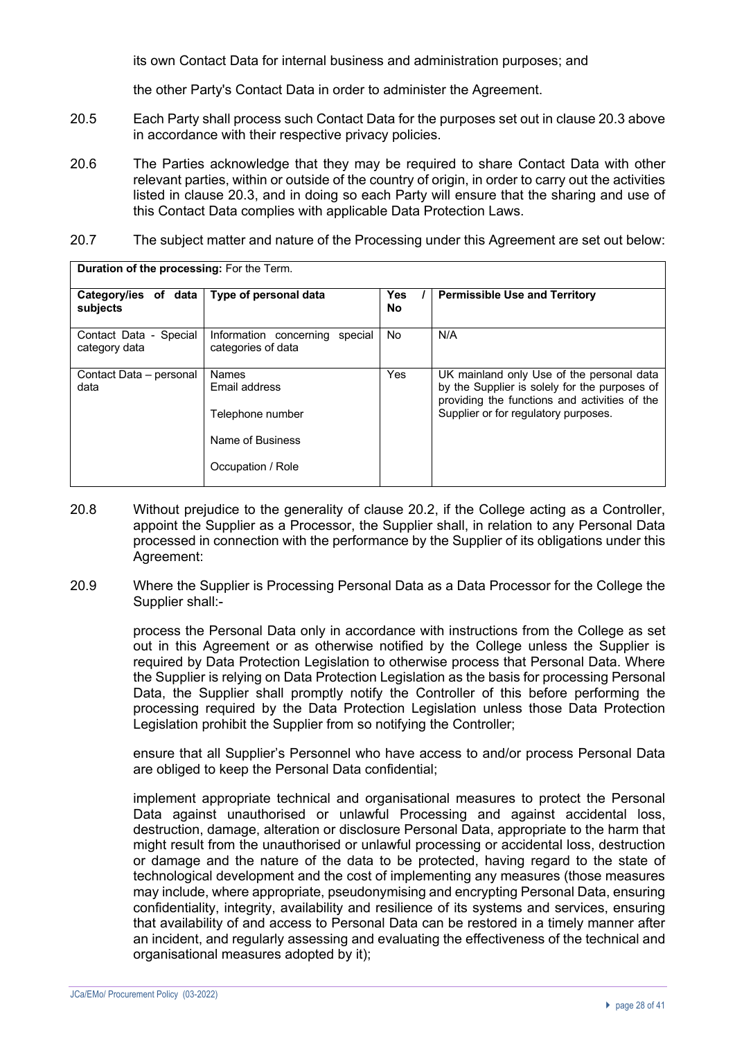its own Contact Data for internal business and administration purposes; and

the other Party's Contact Data in order to administer the Agreement.

20.5 Each Party shall process such Contact Data for the purposes set out in clause 20.3 above in accordance with their respective privacy policies.

20.6 The Parties acknowledge that they may be required to share Contact Data with other relevant parties, within or outside of the country of origin, in order to carry out the activities listed in clause 20.3, and in doing so each Party will ensure that the sharing and use of this Contact Data complies with applicable Data Protection Laws.

20.7 The subject matter and nature of the Processing under this Agreement are set out below:

| **Duration of the processing:** For the Term. | | | |
|---|---|---|---|
| **Category/ies of data subjects** | **Type of personal data** | **Yes / No** | **Permissible Use and Territory** |
| Contact Data - Special category data | Information concerning special categories of data | No | N/A |
| Contact Data – personal data | Names<br>Email address<br><br>Telephone number<br><br>Name of Business<br><br>Occupation / Role | Yes | UK mainland only Use of the personal data by the Supplier is solely for the purposes of providing the functions and activities of the Supplier or for regulatory purposes. |

20.8 Without prejudice to the generality of clause 20.2, if the College acting as a Controller, appoint the Supplier as a Processor, the Supplier shall, in relation to any Personal Data processed in connection with the performance by the Supplier of its obligations under this Agreement:

20.9 Where the Supplier is Processing Personal Data as a Data Processor for the College the Supplier shall:-

process the Personal Data only in accordance with instructions from the College as set out in this Agreement or as otherwise notified by the College unless the Supplier is required by Data Protection Legislation to otherwise process that Personal Data. Where the Supplier is relying on Data Protection Legislation as the basis for processing Personal Data, the Supplier shall promptly notify the Controller of this before performing the processing required by the Data Protection Legislation unless those Data Protection Legislation prohibit the Supplier from so notifying the Controller;

ensure that all Supplier's Personnel who have access to and/or process Personal Data are obliged to keep the Personal Data confidential;

implement appropriate technical and organisational measures to protect the Personal Data against unauthorised or unlawful Processing and against accidental loss, destruction, damage, alteration or disclosure Personal Data, appropriate to the harm that might result from the unauthorised or unlawful processing or accidental loss, destruction or damage and the nature of the data to be protected, having regard to the state of technological development and the cost of implementing any measures (those measures may include, where appropriate, pseudonymising and encrypting Personal Data, ensuring confidentiality, integrity, availability and resilience of its systems and services, ensuring that availability of and access to Personal Data can be restored in a timely manner after an incident, and regularly assessing and evaluating the effectiveness of the technical and organisational measures adopted by it);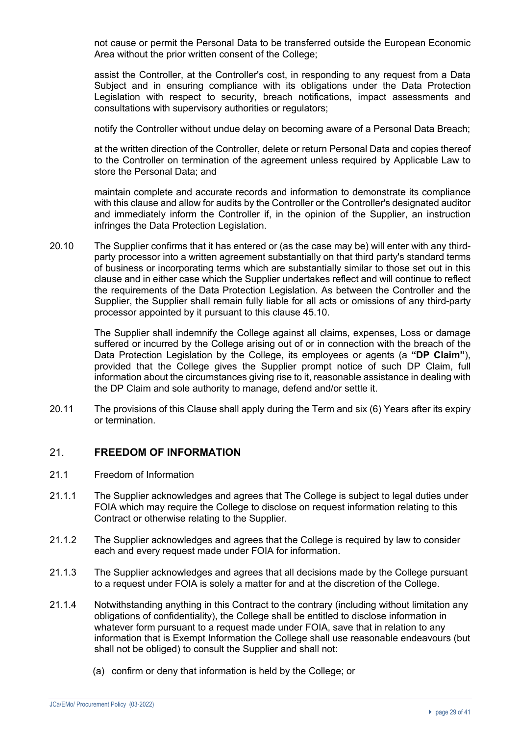not cause or permit the Personal Data to be transferred outside the European Economic Area without the prior written consent of the College;

assist the Controller, at the Controller's cost, in responding to any request from a Data Subject and in ensuring compliance with its obligations under the Data Protection Legislation with respect to security, breach notifications, impact assessments and consultations with supervisory authorities or regulators;

notify the Controller without undue delay on becoming aware of a Personal Data Breach;

at the written direction of the Controller, delete or return Personal Data and copies thereof to the Controller on termination of the agreement unless required by Applicable Law to store the Personal Data; and

maintain complete and accurate records and information to demonstrate its compliance with this clause and allow for audits by the Controller or the Controller's designated auditor and immediately inform the Controller if, in the opinion of the Supplier, an instruction infringes the Data Protection Legislation.

20.10 The Supplier confirms that it has entered or (as the case may be) will enter with any third-party processor into a written agreement substantially on that third party's standard terms of business or incorporating terms which are substantially similar to those set out in this clause and in either case which the Supplier undertakes reflect and will continue to reflect the requirements of the Data Protection Legislation. As between the Controller and the Supplier, the Supplier shall remain fully liable for all acts or omissions of any third-party processor appointed by it pursuant to this clause 45.10.

The Supplier shall indemnify the College against all claims, expenses, Loss or damage suffered or incurred by the College arising out of or in connection with the breach of the Data Protection Legislation by the College, its employees or agents (a **"DP Claim"**), provided that the College gives the Supplier prompt notice of such DP Claim, full information about the circumstances giving rise to it, reasonable assistance in dealing with the DP Claim and sole authority to manage, defend and/or settle it.

20.11 The provisions of this Clause shall apply during the Term and six (6) Years after its expiry or termination.

## 21. FREEDOM OF INFORMATION

21.1 Freedom of Information

21.1.1 The Supplier acknowledges and agrees that The College is subject to legal duties under FOIA which may require the College to disclose on request information relating to this Contract or otherwise relating to the Supplier.

21.1.2 The Supplier acknowledges and agrees that the College is required by law to consider each and every request made under FOIA for information.

21.1.3 The Supplier acknowledges and agrees that all decisions made by the College pursuant to a request under FOIA is solely a matter for and at the discretion of the College.

21.1.4 Notwithstanding anything in this Contract to the contrary (including without limitation any obligations of confidentiality), the College shall be entitled to disclose information in whatever form pursuant to a request made under FOIA, save that in relation to any information that is Exempt Information the College shall use reasonable endeavours (but shall not be obliged) to consult the Supplier and shall not:

(a) confirm or deny that information is held by the College; or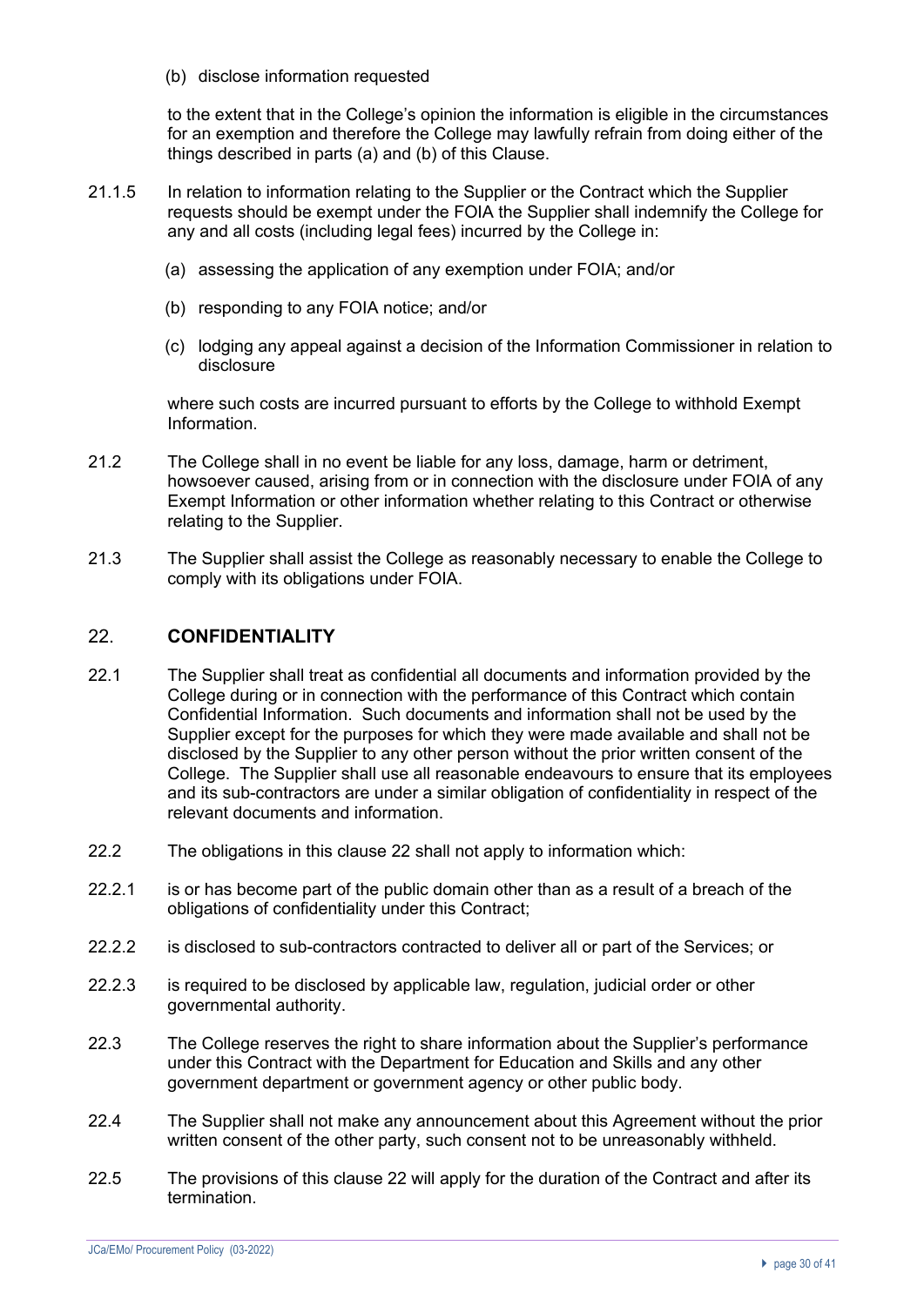(b) disclose information requested

to the extent that in the College's opinion the information is eligible in the circumstances for an exemption and therefore the College may lawfully refrain from doing either of the things described in parts (a) and (b) of this Clause.

21.1.5 In relation to information relating to the Supplier or the Contract which the Supplier requests should be exempt under the FOIA the Supplier shall indemnify the College for any and all costs (including legal fees) incurred by the College in:

(a) assessing the application of any exemption under FOIA; and/or

(b) responding to any FOIA notice; and/or

(c) lodging any appeal against a decision of the Information Commissioner in relation to disclosure

where such costs are incurred pursuant to efforts by the College to withhold Exempt Information.

21.2 The College shall in no event be liable for any loss, damage, harm or detriment, howsoever caused, arising from or in connection with the disclosure under FOIA of any Exempt Information or other information whether relating to this Contract or otherwise relating to the Supplier.

21.3 The Supplier shall assist the College as reasonably necessary to enable the College to comply with its obligations under FOIA.

## 22. CONFIDENTIALITY

22.1 The Supplier shall treat as confidential all documents and information provided by the College during or in connection with the performance of this Contract which contain Confidential Information. Such documents and information shall not be used by the Supplier except for the purposes for which they were made available and shall not be disclosed by the Supplier to any other person without the prior written consent of the College. The Supplier shall use all reasonable endeavours to ensure that its employees and its sub-contractors are under a similar obligation of confidentiality in respect of the relevant documents and information.

22.2 The obligations in this clause 22 shall not apply to information which:

22.2.1 is or has become part of the public domain other than as a result of a breach of the obligations of confidentiality under this Contract;

22.2.2 is disclosed to sub-contractors contracted to deliver all or part of the Services; or

22.2.3 is required to be disclosed by applicable law, regulation, judicial order or other governmental authority.

22.3 The College reserves the right to share information about the Supplier's performance under this Contract with the Department for Education and Skills and any other government department or government agency or other public body.

22.4 The Supplier shall not make any announcement about this Agreement without the prior written consent of the other party, such consent not to be unreasonably withheld.

22.5 The provisions of this clause 22 will apply for the duration of the Contract and after its termination.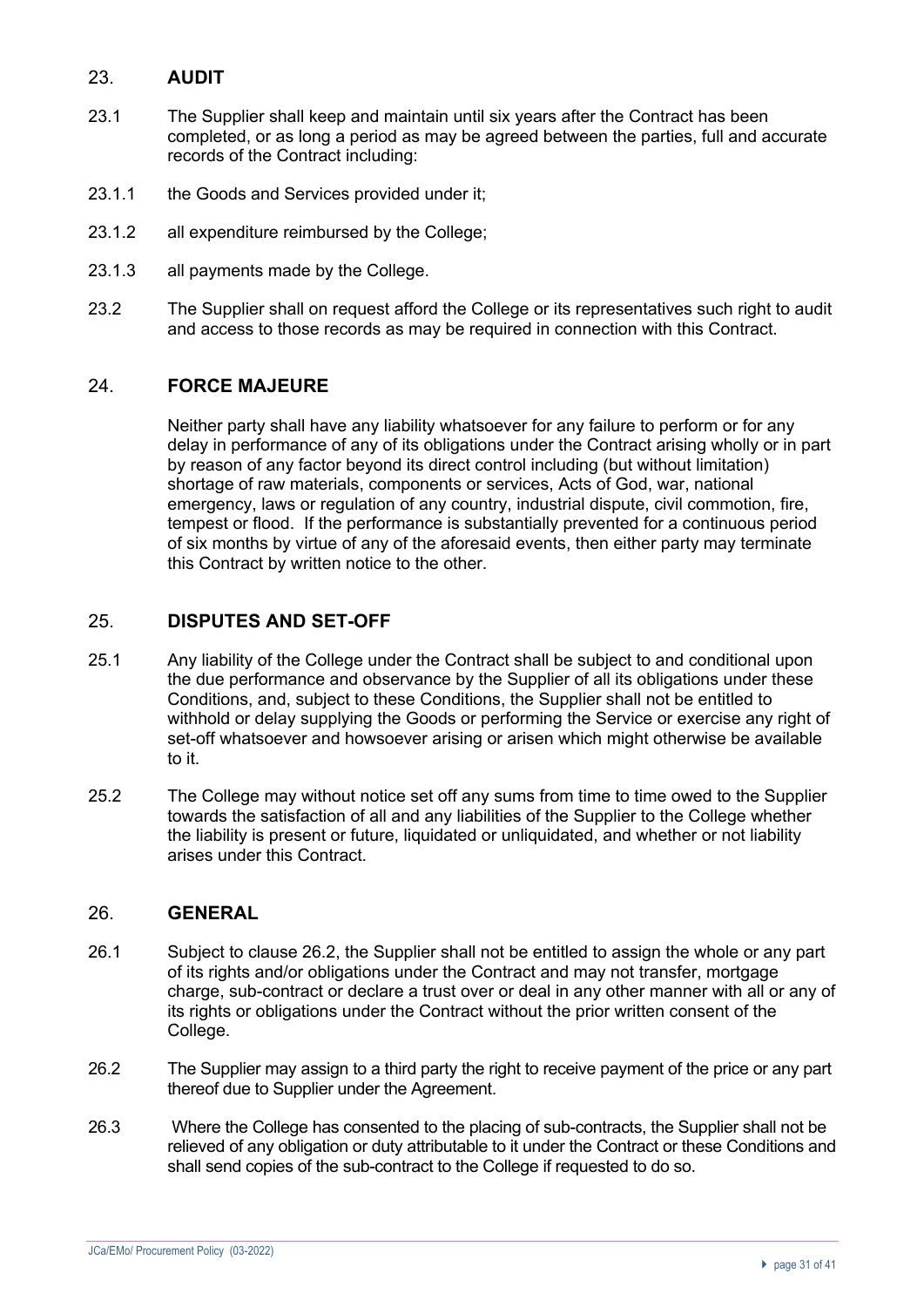## 23. AUDIT

23.1 The Supplier shall keep and maintain until six years after the Contract has been completed, or as long a period as may be agreed between the parties, full and accurate records of the Contract including:

23.1.1 the Goods and Services provided under it;

23.1.2 all expenditure reimbursed by the College;

23.1.3 all payments made by the College.

23.2 The Supplier shall on request afford the College or its representatives such right to audit and access to those records as may be required in connection with this Contract.

## 24. FORCE MAJEURE

Neither party shall have any liability whatsoever for any failure to perform or for any delay in performance of any of its obligations under the Contract arising wholly or in part by reason of any factor beyond its direct control including (but without limitation) shortage of raw materials, components or services, Acts of God, war, national emergency, laws or regulation of any country, industrial dispute, civil commotion, fire, tempest or flood. If the performance is substantially prevented for a continuous period of six months by virtue of any of the aforesaid events, then either party may terminate this Contract by written notice to the other.

## 25. DISPUTES AND SET-OFF

25.1 Any liability of the College under the Contract shall be subject to and conditional upon the due performance and observance by the Supplier of all its obligations under these Conditions, and, subject to these Conditions, the Supplier shall not be entitled to withhold or delay supplying the Goods or performing the Service or exercise any right of set-off whatsoever and howsoever arising or arisen which might otherwise be available to it.

25.2 The College may without notice set off any sums from time to time owed to the Supplier towards the satisfaction of all and any liabilities of the Supplier to the College whether the liability is present or future, liquidated or unliquidated, and whether or not liability arises under this Contract.

## 26. GENERAL

26.1 Subject to clause 26.2, the Supplier shall not be entitled to assign the whole or any part of its rights and/or obligations under the Contract and may not transfer, mortgage charge, sub-contract or declare a trust over or deal in any other manner with all or any of its rights or obligations under the Contract without the prior written consent of the College.

26.2 The Supplier may assign to a third party the right to receive payment of the price or any part thereof due to Supplier under the Agreement.

26.3 Where the College has consented to the placing of sub-contracts, the Supplier shall not be relieved of any obligation or duty attributable to it under the Contract or these Conditions and shall send copies of the sub-contract to the College if requested to do so.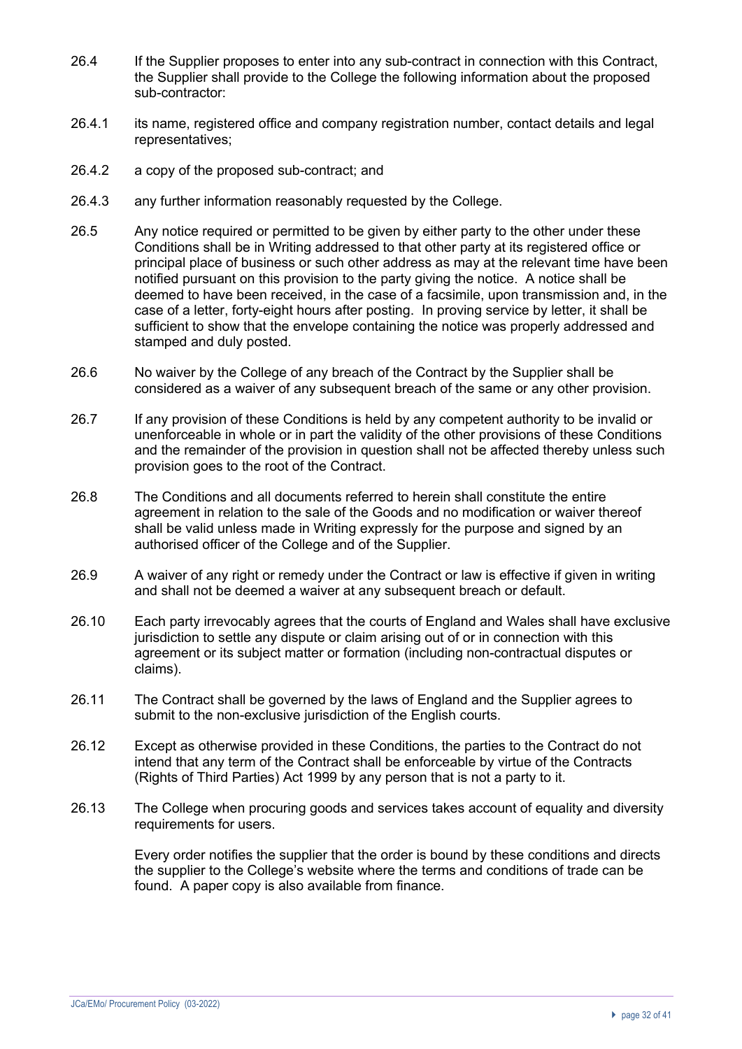26.4 If the Supplier proposes to enter into any sub-contract in connection with this Contract, the Supplier shall provide to the College the following information about the proposed sub-contractor:

26.4.1 its name, registered office and company registration number, contact details and legal representatives;

26.4.2 a copy of the proposed sub-contract; and

26.4.3 any further information reasonably requested by the College.

26.5 Any notice required or permitted to be given by either party to the other under these Conditions shall be in Writing addressed to that other party at its registered office or principal place of business or such other address as may at the relevant time have been notified pursuant on this provision to the party giving the notice. A notice shall be deemed to have been received, in the case of a facsimile, upon transmission and, in the case of a letter, forty-eight hours after posting. In proving service by letter, it shall be sufficient to show that the envelope containing the notice was properly addressed and stamped and duly posted.

26.6 No waiver by the College of any breach of the Contract by the Supplier shall be considered as a waiver of any subsequent breach of the same or any other provision.

26.7 If any provision of these Conditions is held by any competent authority to be invalid or unenforceable in whole or in part the validity of the other provisions of these Conditions and the remainder of the provision in question shall not be affected thereby unless such provision goes to the root of the Contract.

26.8 The Conditions and all documents referred to herein shall constitute the entire agreement in relation to the sale of the Goods and no modification or waiver thereof shall be valid unless made in Writing expressly for the purpose and signed by an authorised officer of the College and of the Supplier.

26.9 A waiver of any right or remedy under the Contract or law is effective if given in writing and shall not be deemed a waiver at any subsequent breach or default.

26.10 Each party irrevocably agrees that the courts of England and Wales shall have exclusive jurisdiction to settle any dispute or claim arising out of or in connection with this agreement or its subject matter or formation (including non-contractual disputes or claims).

26.11 The Contract shall be governed by the laws of England and the Supplier agrees to submit to the non-exclusive jurisdiction of the English courts.

26.12 Except as otherwise provided in these Conditions, the parties to the Contract do not intend that any term of the Contract shall be enforceable by virtue of the Contracts (Rights of Third Parties) Act 1999 by any person that is not a party to it.

26.13 The College when procuring goods and services takes account of equality and diversity requirements for users.

Every order notifies the supplier that the order is bound by these conditions and directs the supplier to the College's website where the terms and conditions of trade can be found. A paper copy is also available from finance.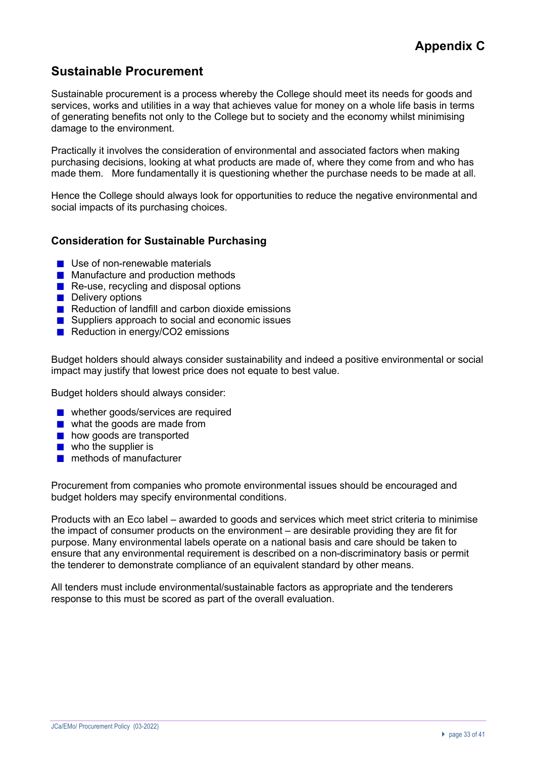# Appendix C

## Sustainable Procurement

Sustainable procurement is a process whereby the College should meet its needs for goods and services, works and utilities in a way that achieves value for money on a whole life basis in terms of generating benefits not only to the College but to society and the economy whilst minimising damage to the environment.

Practically it involves the consideration of environmental and associated factors when making purchasing decisions, looking at what products are made of, where they come from and who has made them. More fundamentally it is questioning whether the purchase needs to be made at all.

Hence the College should always look for opportunities to reduce the negative environmental and social impacts of its purchasing choices.

### Consideration for Sustainable Purchasing

- Use of non-renewable materials
- Manufacture and production methods
- Re-use, recycling and disposal options
- Delivery options
- Reduction of landfill and carbon dioxide emissions
- Suppliers approach to social and economic issues
- Reduction in energy/CO2 emissions

Budget holders should always consider sustainability and indeed a positive environmental or social impact may justify that lowest price does not equate to best value.

Budget holders should always consider:

- whether goods/services are required
- what the goods are made from
- how goods are transported
- who the supplier is
- methods of manufacturer

Procurement from companies who promote environmental issues should be encouraged and budget holders may specify environmental conditions.

Products with an Eco label – awarded to goods and services which meet strict criteria to minimise the impact of consumer products on the environment – are desirable providing they are fit for purpose. Many environmental labels operate on a national basis and care should be taken to ensure that any environmental requirement is described on a non-discriminatory basis or permit the tenderer to demonstrate compliance of an equivalent standard by other means.

All tenders must include environmental/sustainable factors as appropriate and the tenderers response to this must be scored as part of the overall evaluation.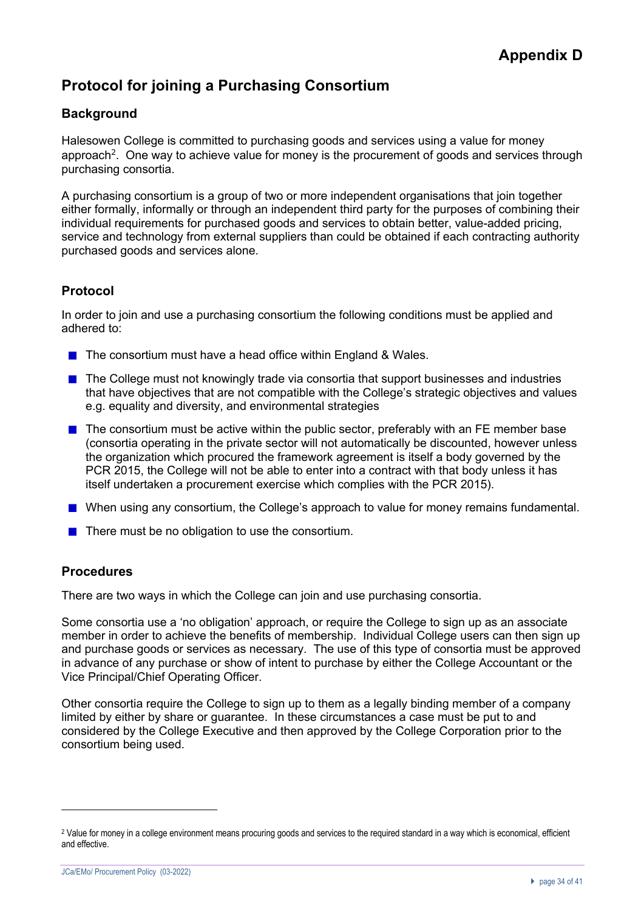# Appendix D

## Protocol for joining a Purchasing Consortium

### Background

Halesowen College is committed to purchasing goods and services using a value for money approach[2]. One way to achieve value for money is the procurement of goods and services through purchasing consortia.

A purchasing consortium is a group of two or more independent organisations that join together either formally, informally or through an independent third party for the purposes of combining their individual requirements for purchased goods and services to obtain better, value-added pricing, service and technology from external suppliers than could be obtained if each contracting authority purchased goods and services alone.

### Protocol

In order to join and use a purchasing consortium the following conditions must be applied and adhered to:

- The consortium must have a head office within England & Wales.
- The College must not knowingly trade via consortia that support businesses and industries that have objectives that are not compatible with the College's strategic objectives and values e.g. equality and diversity, and environmental strategies
- The consortium must be active within the public sector, preferably with an FE member base (consortia operating in the private sector will not automatically be discounted, however unless the organization which procured the framework agreement is itself a body governed by the PCR 2015, the College will not be able to enter into a contract with that body unless it has itself undertaken a procurement exercise which complies with the PCR 2015).
- When using any consortium, the College's approach to value for money remains fundamental.
- There must be no obligation to use the consortium.

### Procedures

There are two ways in which the College can join and use purchasing consortia.

Some consortia use a 'no obligation' approach, or require the College to sign up as an associate member in order to achieve the benefits of membership. Individual College users can then sign up and purchase goods or services as necessary. The use of this type of consortia must be approved in advance of any purchase or show of intent to purchase by either the College Accountant or the Vice Principal/Chief Operating Officer.

Other consortia require the College to sign up to them as a legally binding member of a company limited by either by share or guarantee. In these circumstances a case must be put to and considered by the College Executive and then approved by the College Corporation prior to the consortium being used.

---

[2] Value for money in a college environment means procuring goods and services to the required standard in a way which is economical, efficient and effective.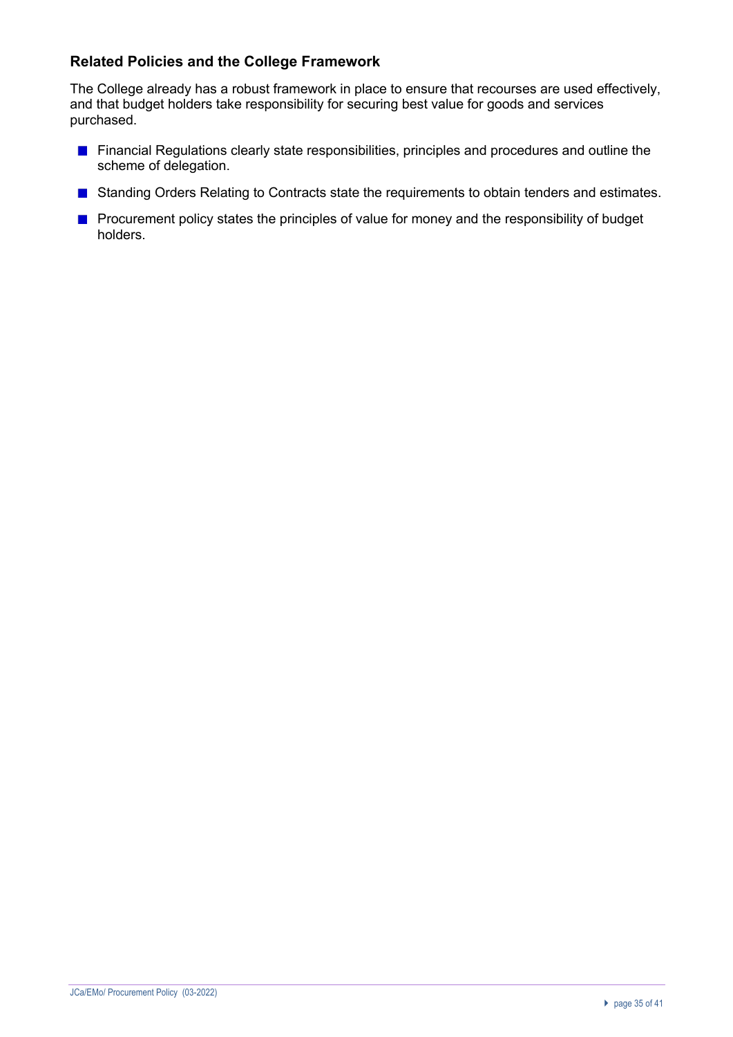## Related Policies and the College Framework

The College already has a robust framework in place to ensure that recourses are used effectively, and that budget holders take responsibility for securing best value for goods and services purchased.

- Financial Regulations clearly state responsibilities, principles and procedures and outline the scheme of delegation.
- Standing Orders Relating to Contracts state the requirements to obtain tenders and estimates.
- Procurement policy states the principles of value for money and the responsibility of budget holders.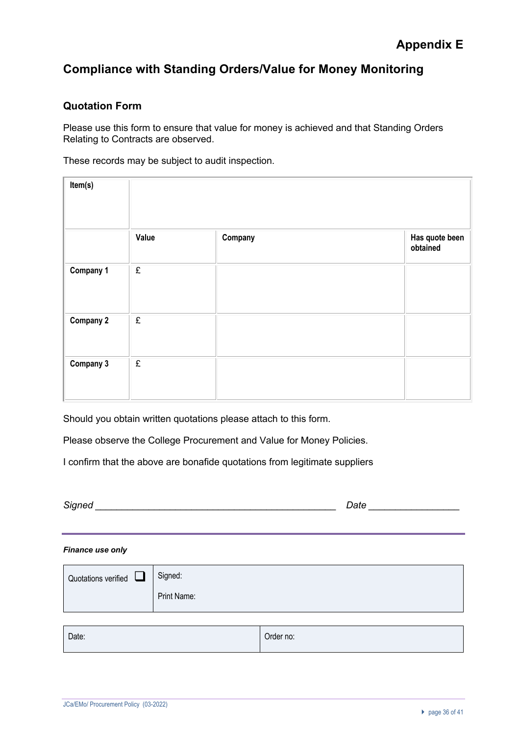# Appendix E

## Compliance with Standing Orders/Value for Money Monitoring

### Quotation Form

Please use this form to ensure that value for money is achieved and that Standing Orders Relating to Contracts are observed.

These records may be subject to audit inspection.

| **Item(s)** | | | |
|---|---|---|---|
| | **Value** | **Company** | **Has quote been obtained** |
| **Company 1** | £ | | |
| **Company 2** | £ | | |
| **Company 3** | £ | | |

Should you obtain written quotations please attach to this form.

Please observe the College Procurement and Value for Money Policies.

I confirm that the above are bonafide quotations from legitimate suppliers

*Signed* _____________________________________________ *Date* ________________

***Finance use only***

| Quotations verified ☐ | Signed:<br>Print Name: |
|---|---|

| Date: | Order no: |
|---|---|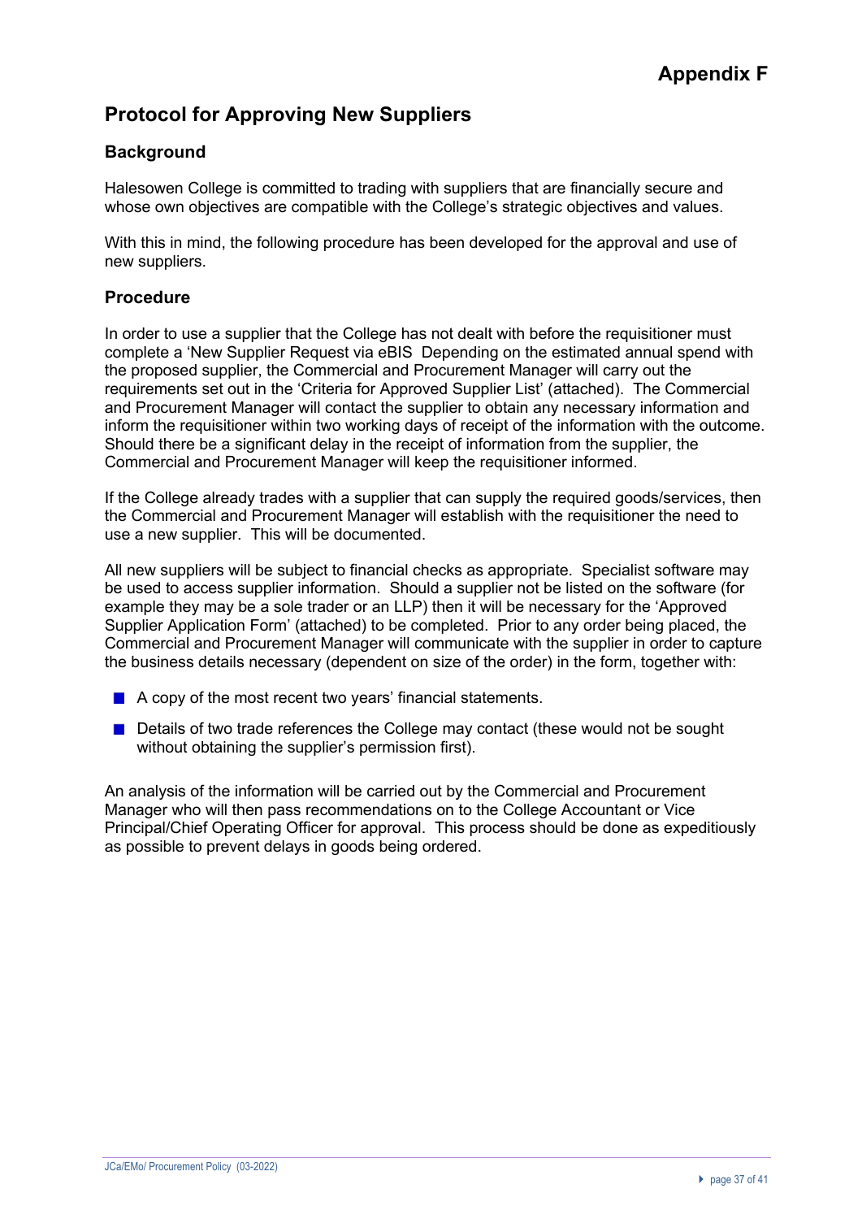# Appendix F

## Protocol for Approving New Suppliers

### Background

Halesowen College is committed to trading with suppliers that are financially secure and whose own objectives are compatible with the College's strategic objectives and values.

With this in mind, the following procedure has been developed for the approval and use of new suppliers.

### Procedure

In order to use a supplier that the College has not dealt with before the requisitioner must complete a 'New Supplier Request via eBIS Depending on the estimated annual spend with the proposed supplier, the Commercial and Procurement Manager will carry out the requirements set out in the 'Criteria for Approved Supplier List' (attached). The Commercial and Procurement Manager will contact the supplier to obtain any necessary information and inform the requisitioner within two working days of receipt of the information with the outcome. Should there be a significant delay in the receipt of information from the supplier, the Commercial and Procurement Manager will keep the requisitioner informed.

If the College already trades with a supplier that can supply the required goods/services, then the Commercial and Procurement Manager will establish with the requisitioner the need to use a new supplier. This will be documented.

All new suppliers will be subject to financial checks as appropriate. Specialist software may be used to access supplier information. Should a supplier not be listed on the software (for example they may be a sole trader or an LLP) then it will be necessary for the 'Approved Supplier Application Form' (attached) to be completed. Prior to any order being placed, the Commercial and Procurement Manager will communicate with the supplier in order to capture the business details necessary (dependent on size of the order) in the form, together with:

- A copy of the most recent two years' financial statements.
- Details of two trade references the College may contact (these would not be sought without obtaining the supplier's permission first).

An analysis of the information will be carried out by the Commercial and Procurement Manager who will then pass recommendations on to the College Accountant or Vice Principal/Chief Operating Officer for approval. This process should be done as expeditiously as possible to prevent delays in goods being ordered.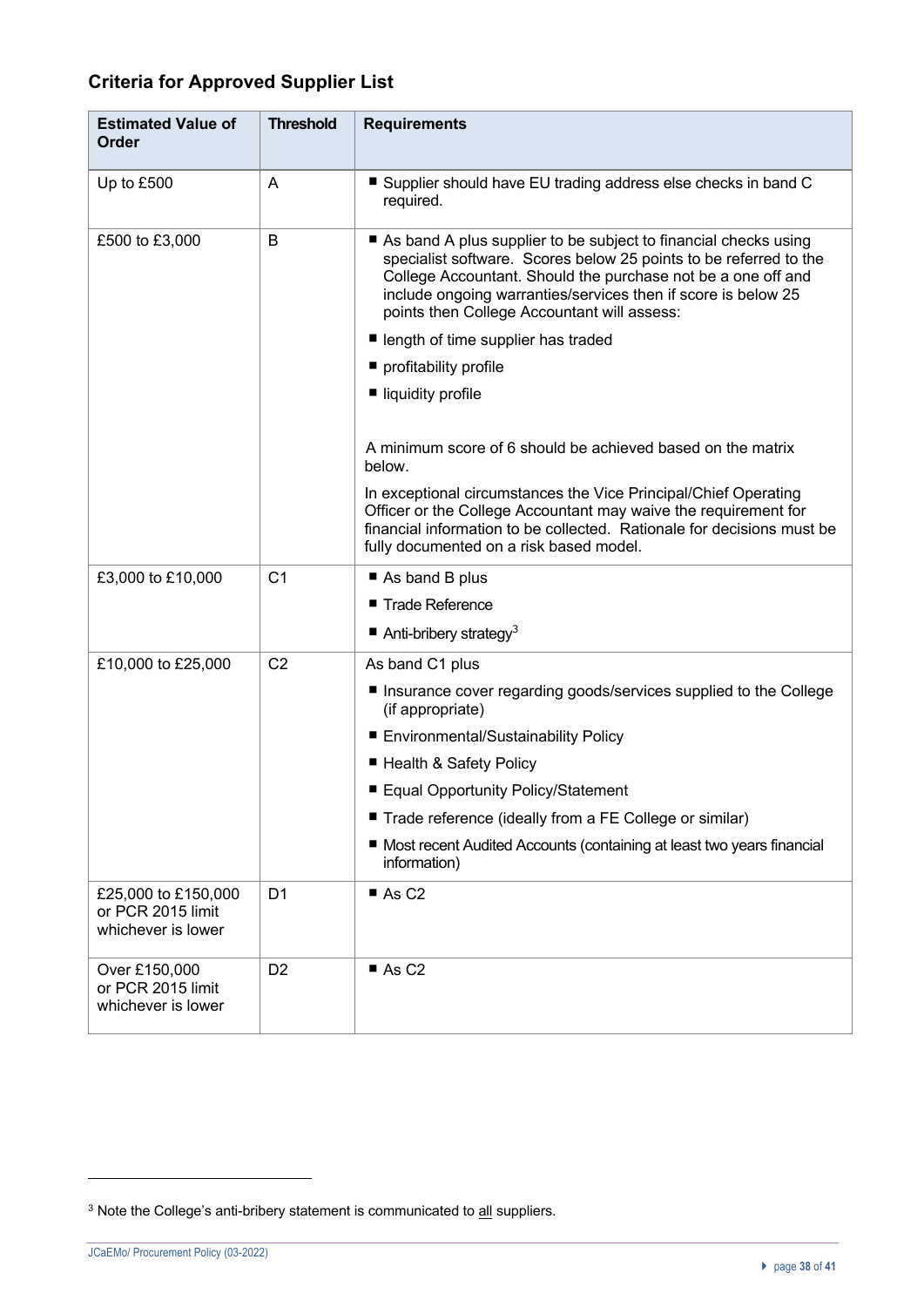## Criteria for Approved Supplier List

| Estimated Value of Order | Threshold | Requirements |
|---|---|---|
| Up to £500 | A | ■ Supplier should have EU trading address else checks in band C required. |
| £500 to £3,000 | B | ■ As band A plus supplier to be subject to financial checks using specialist software. Scores below 25 points to be referred to the College Accountant. Should the purchase not be a one off and include ongoing warranties/services then if score is below 25 points then College Accountant will assess:<br>■ length of time supplier has traded<br>■ profitability profile<br>■ liquidity profile<br><br>A minimum score of 6 should be achieved based on the matrix below.<br><br>In exceptional circumstances the Vice Principal/Chief Operating Officer or the College Accountant may waive the requirement for financial information to be collected. Rationale for decisions must be fully documented on a risk based model. |
| £3,000 to £10,000 | C1 | ■ As band B plus<br>■ Trade Reference<br>■ Anti-bribery strategy[3] |
| £10,000 to £25,000 | C2 | As band C1 plus<br>■ Insurance cover regarding goods/services supplied to the College (if appropriate)<br>■ Environmental/Sustainability Policy<br>■ Health & Safety Policy<br>■ Equal Opportunity Policy/Statement<br>■ Trade reference (ideally from a FE College or similar)<br>■ Most recent Audited Accounts (containing at least two years financial information) |
| £25,000 to £150,000 or PCR 2015 limit whichever is lower | D1 | ■ As C2 |
| Over £150,000 or PCR 2015 limit whichever is lower | D2 | ■ As C2 |

[3] Note the College's anti-bribery statement is communicated to all suppliers.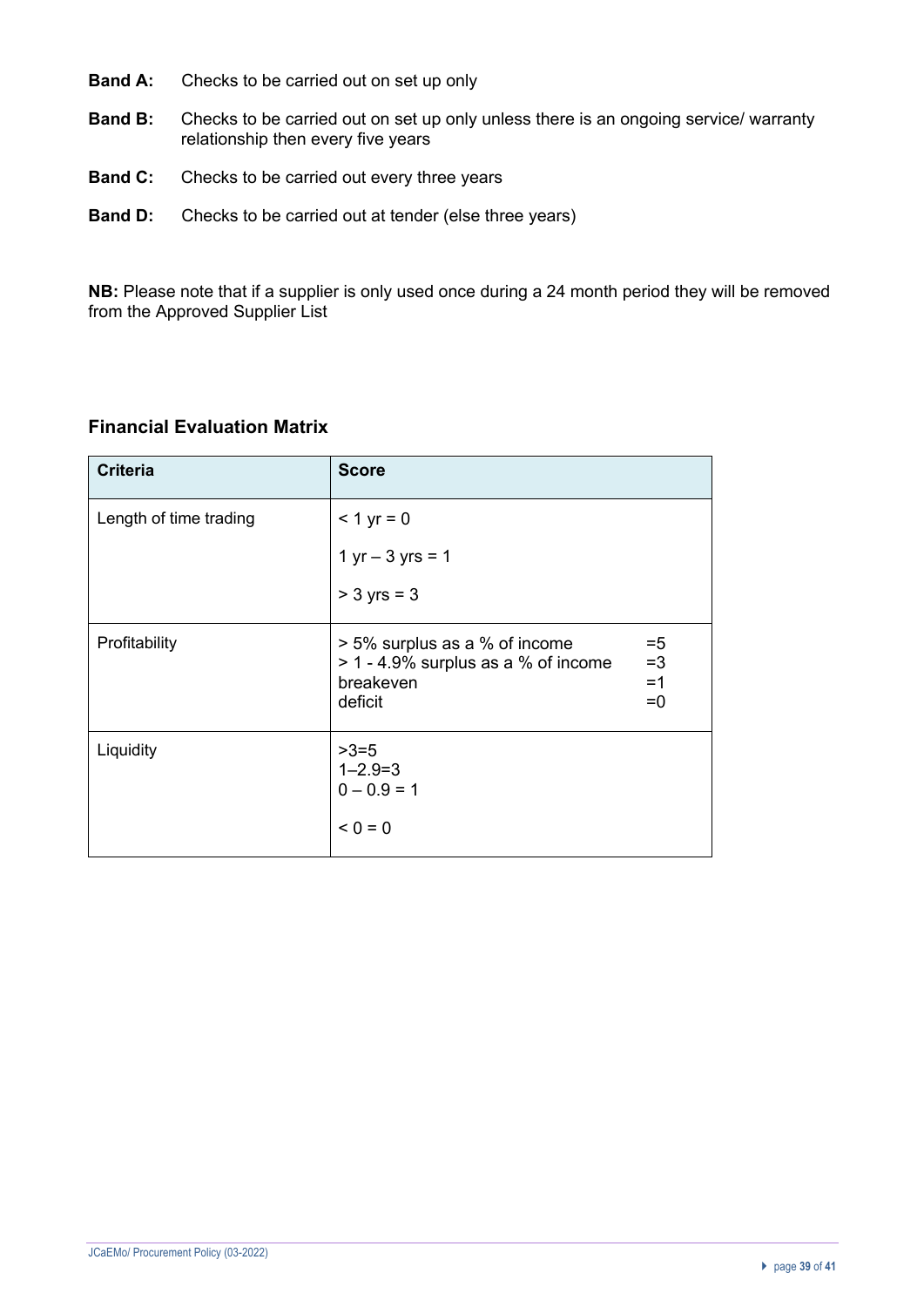**Band A:** Checks to be carried out on set up only

**Band B:** Checks to be carried out on set up only unless there is an ongoing service/ warranty relationship then every five years

**Band C:** Checks to be carried out every three years

**Band D:** Checks to be carried out at tender (else three years)

**NB:** Please note that if a supplier is only used once during a 24 month period they will be removed from the Approved Supplier List

### Financial Evaluation Matrix

| Criteria | Score |
|---|---|
| Length of time trading | < 1 yr = 0<br><br>1 yr – 3 yrs = 1<br><br>> 3 yrs = 3 |
| Profitability | > 5% surplus as a % of income =5<br>> 1 - 4.9% surplus as a % of income =3<br>breakeven =1<br>deficit =0 |
| Liquidity | >3=5<br>1–2.9=3<br>0 – 0.9 = 1<br><br>< 0 = 0 |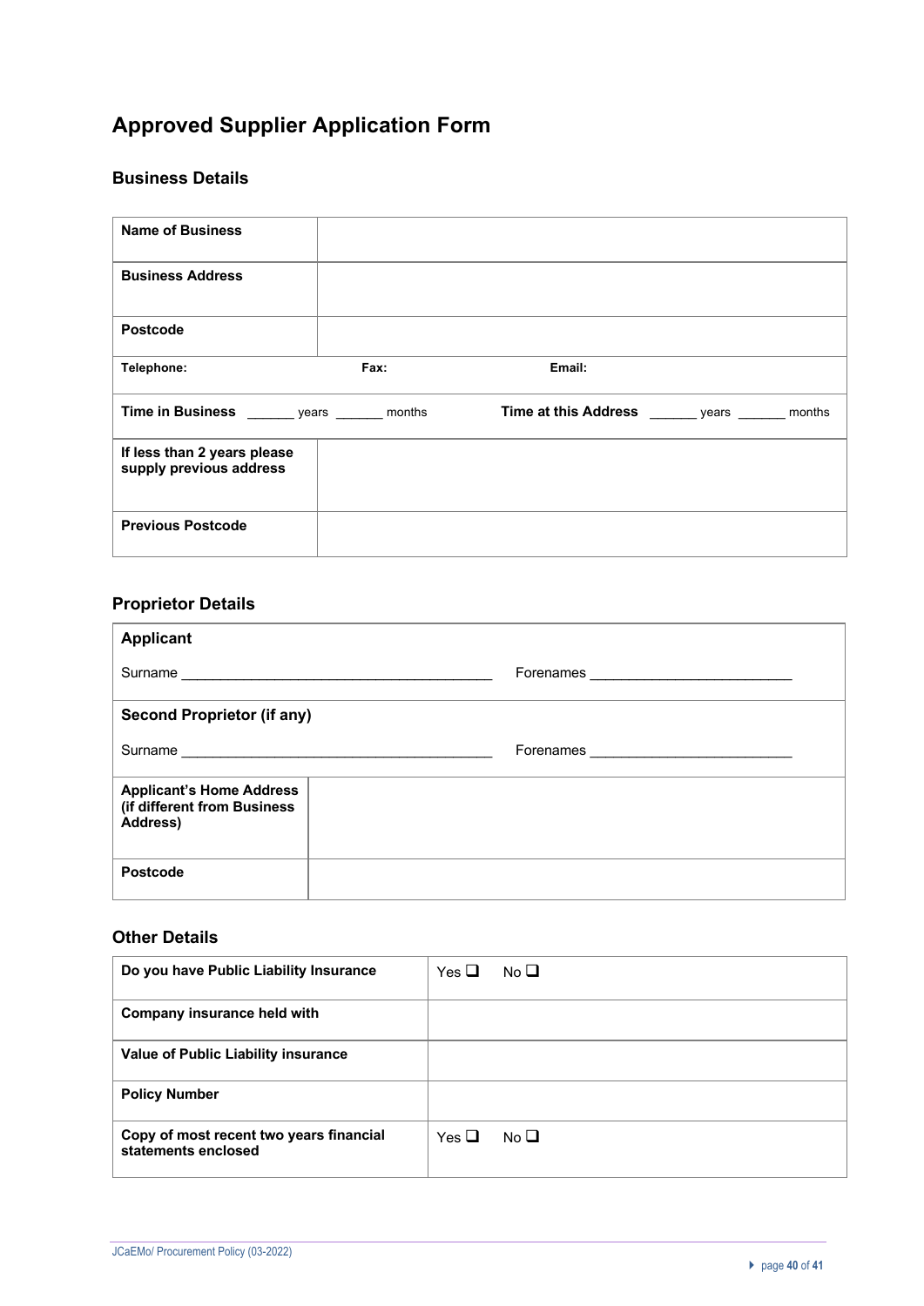# Approved Supplier Application Form

## Business Details

| Name of Business | | |
|---|---|---|
| **Business Address** | | |
| **Postcode** | | |
| **Telephone:** | **Fax:** | **Email:** |

**Time in Business** ______ years ______ months  **Time at this Address** ______ years ______ months

| If less than 2 years please supply previous address | |
|---|---|
| **Previous Postcode** | |

## Proprietor Details

**Applicant**

Surname ________________________________________ Forenames _________________________

**Second Proprietor (if any)**

Surname ________________________________________ Forenames _________________________

| Applicant's Home Address (if different from Business Address) | |
|---|---|
| **Postcode** | |

## Other Details

| Do you have Public Liability Insurance | Yes ❑ No ❑ |
|---|---|
| **Company insurance held with** | |
| **Value of Public Liability insurance** | |
| **Policy Number** | |
| **Copy of most recent two years financial statements enclosed** | Yes ❑ No ❑ |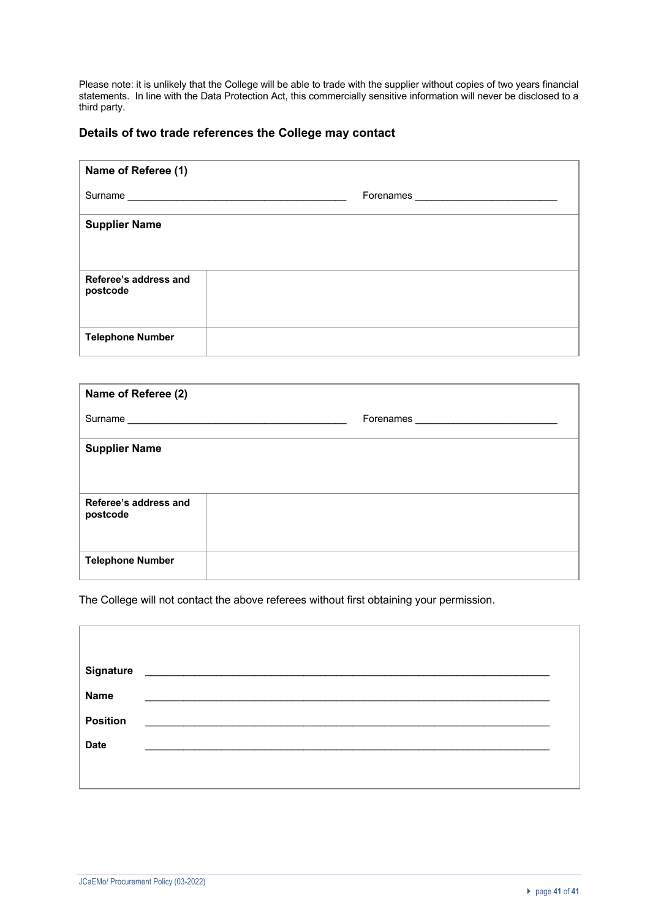Please note: it is unlikely that the College will be able to trade with the supplier without copies of two years financial statements. In line with the Data Protection Act, this commercially sensitive information will never be disclosed to a third party.

### Details of two trade references the College may contact

| | |
|---|---|
| **Name of Referee (1)**<br>Surname ______________________ Forenames ______________________ | |
| **Supplier Name** | |
| **Referee's address and postcode** | |
| **Telephone Number** | |

| | |
|---|---|
| **Name of Referee (2)**<br>Surname ______________________ Forenames ______________________ | |
| **Supplier Name** | |
| **Referee's address and postcode** | |
| **Telephone Number** | |

The College will not contact the above referees without first obtaining your permission.

**Signature** ______________________________________________

**Name** ______________________________________________

**Position** ______________________________________________

**Date** ______________________________________________

JCaEMo/ Procurement Policy (03-2022)